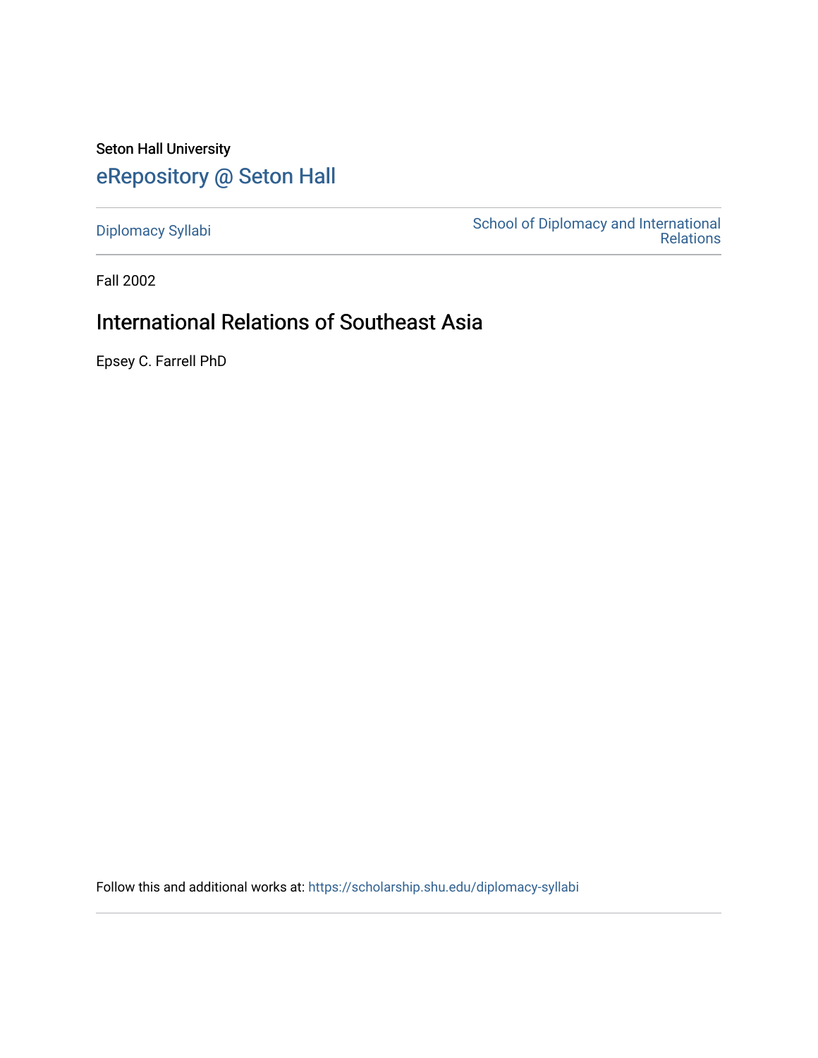Seton Hall University

# eRepository @ Seton Hall

Diplomacy Syllabi

School of Diplomacy and International Relations

Fall 2002

## International Relations of Southeast Asia

Epsey C. Farrell PhD

Follow this and additional works at: https://scholarship.shu.edu/diplomacy-syllabi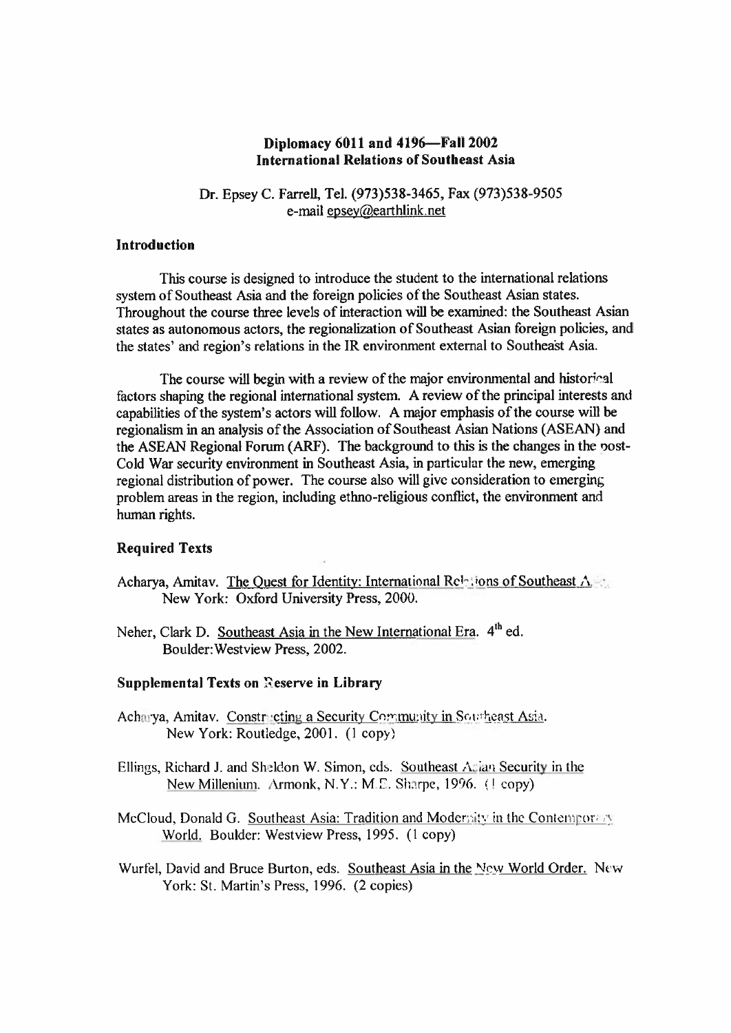**Diplomacy 6011 and 4196—Fall 2002**
**International Relations of Southeast Asia**

Dr. Epsey C. Farrell, Tel. (973)538-3465, Fax (973)538-9505
e-mail epsey@earthlink.net

### Introduction

This course is designed to introduce the student to the international relations system of Southeast Asia and the foreign policies of the Southeast Asian states. Throughout the course three levels of interaction will be examined: the Southeast Asian states as autonomous actors, the regionalization of Southeast Asian foreign policies, and the states' and region's relations in the IR environment external to Southeast Asia.

The course will begin with a review of the major environmental and historical factors shaping the regional international system. A review of the principal interests and capabilities of the system's actors will follow. A major emphasis of the course will be regionalism in an analysis of the Association of Southeast Asian Nations (ASEAN) and the ASEAN Regional Forum (ARF). The background to this is the changes in the post-Cold War security environment in Southeast Asia, in particular the new, emerging regional distribution of power. The course also will give consideration to emerging problem areas in the region, including ethno-religious conflict, the environment and human rights.

### Required Texts

Acharya, Amitav. The Quest for Identity: International Relations of Southeast Asia. New York: Oxford University Press, 2000.

Neher, Clark D. Southeast Asia in the New International Era. 4th ed. Boulder: Westview Press, 2002.

### Supplemental Texts on Reserve in Library

Acharya, Amitav. Constructing a Security Community in Southeast Asia. New York: Routledge, 2001. (1 copy)

Ellings, Richard J. and Sheldon W. Simon, eds. Southeast Asian Security in the New Millenium. Armonk, N.Y.: M.E. Sharpe, 1996. (1 copy)

McCloud, Donald G. Southeast Asia: Tradition and Modernity in the Contemporary World. Boulder: Westview Press, 1995. (1 copy)

Wurfel, David and Bruce Burton, eds. Southeast Asia in the New World Order. New York: St. Martin's Press, 1996. (2 copies)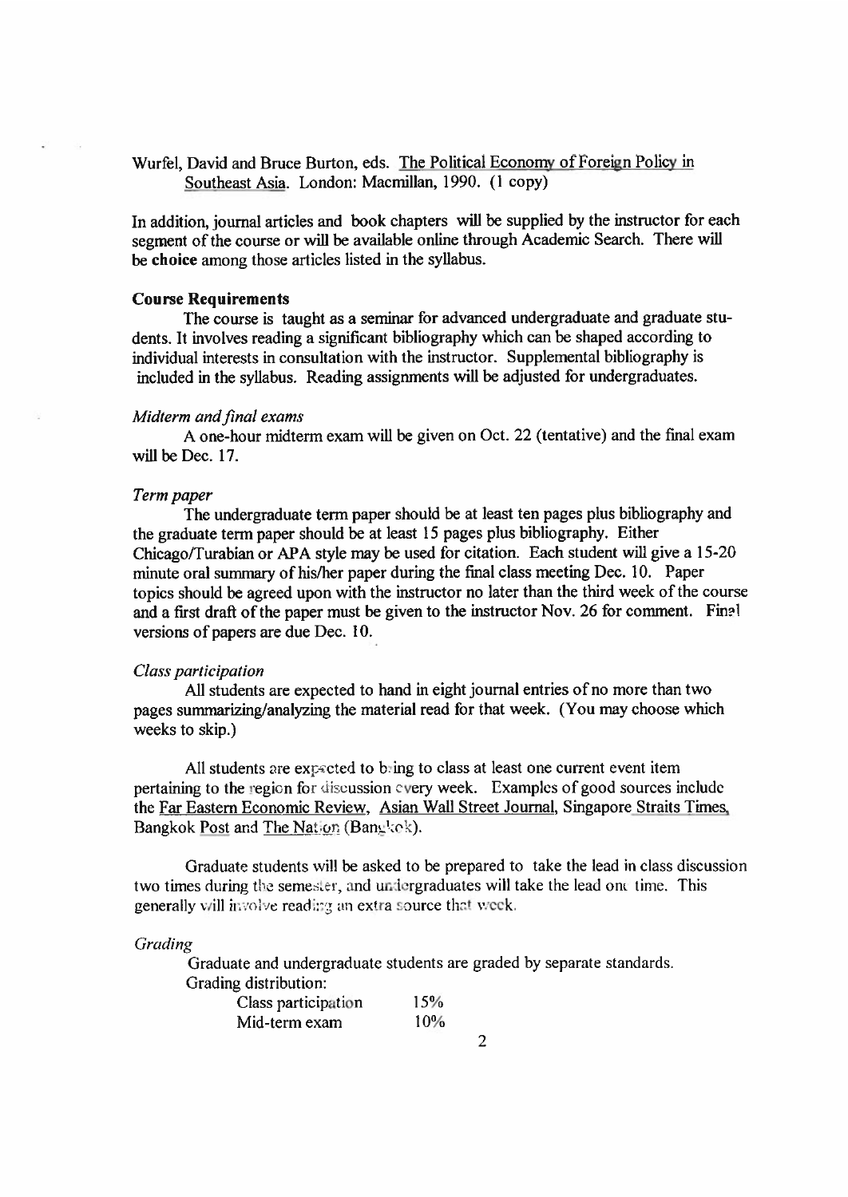Wurfel, David and Bruce Burton, eds. The Political Economy of Foreign Policy in Southeast Asia. London: Macmillan, 1990. (1 copy)

In addition, journal articles and book chapters will be supplied by the instructor for each segment of the course or will be available online through Academic Search. There will be **choice** among those articles listed in the syllabus.

### Course Requirements

The course is taught as a seminar for advanced undergraduate and graduate students. It involves reading a significant bibliography which can be shaped according to individual interests in consultation with the instructor. Supplemental bibliography is included in the syllabus. Reading assignments will be adjusted for undergraduates.

*Midterm and final exams*

A one-hour midterm exam will be given on Oct. 22 (tentative) and the final exam will be Dec. 17.

*Term paper*

The undergraduate term paper should be at least ten pages plus bibliography and the graduate term paper should be at least 15 pages plus bibliography. Either Chicago/Turabian or APA style may be used for citation. Each student will give a 15-20 minute oral summary of his/her paper during the final class meeting Dec. 10. Paper topics should be agreed upon with the instructor no later than the third week of the course and a first draft of the paper must be given to the instructor Nov. 26 for comment. Final versions of papers are due Dec. 10.

*Class participation*

All students are expected to hand in eight journal entries of no more than two pages summarizing/analyzing the material read for that week. (You may choose which weeks to skip.)

All students are expected to bring to class at least one current event item pertaining to the region for discussion every week. Examples of good sources include the Far Eastern Economic Review, Asian Wall Street Journal, Singapore Straits Times, Bangkok Post and The Nation (Bangkok).

Graduate students will be asked to be prepared to take the lead in class discussion two times during the semester, and undergraduates will take the lead one time. This generally will involve reading an extra source that week.

*Grading*

Graduate and undergraduate students are graded by separate standards.
Grading distribution:

| | |
|---|---|
| Class participation | 15% |
| Mid-term exam | 10% |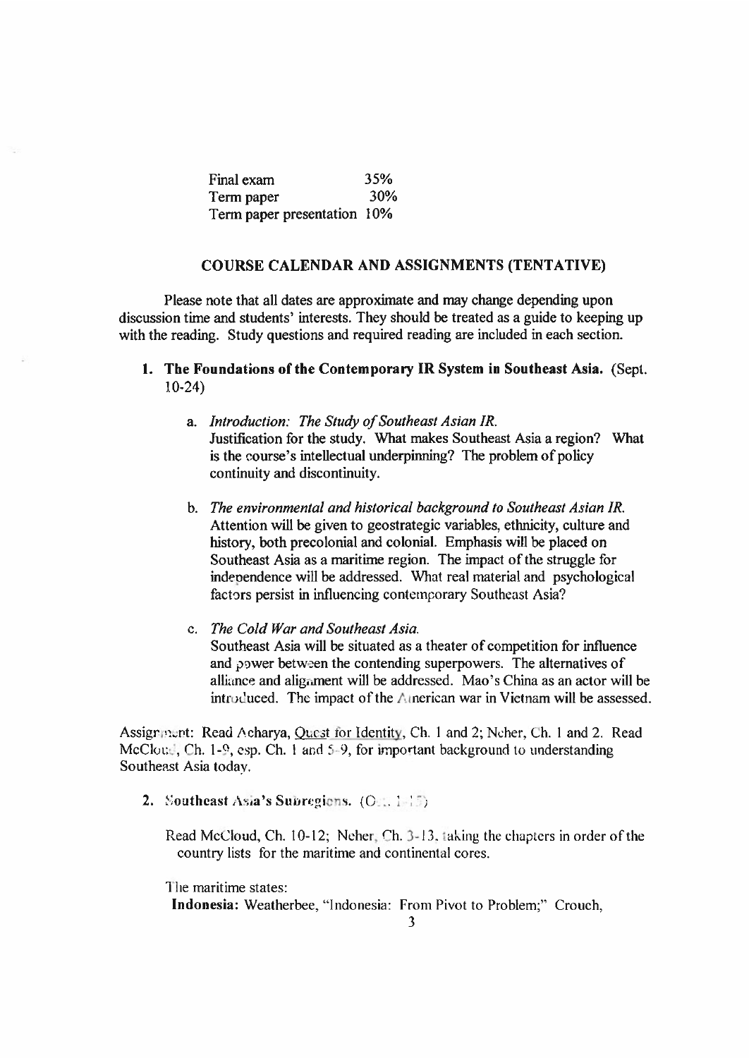| Final exam | 35% |
| --- | --- |
| Term paper | 30% |
| Term paper presentation | 10% |

## COURSE CALENDAR AND ASSIGNMENTS (TENTATIVE)

Please note that all dates are approximate and may change depending upon discussion time and students' interests. They should be treated as a guide to keeping up with the reading. Study questions and required reading are included in each section.

1. **The Foundations of the Contemporary IR System in Southeast Asia.** (Sept. 10-24)

   a. *Introduction: The Study of Southeast Asian IR.*
   Justification for the study. What makes Southeast Asia a region? What is the course's intellectual underpinning? The problem of policy continuity and discontinuity.

   b. *The environmental and historical background to Southeast Asian IR.*
   Attention will be given to geostrategic variables, ethnicity, culture and history, both precolonial and colonial. Emphasis will be placed on Southeast Asia as a maritime region. The impact of the struggle for independence will be addressed. What real material and psychological factors persist in influencing contemporary Southeast Asia?

   c. *The Cold War and Southeast Asia.*
   Southeast Asia will be situated as a theater of competition for influence and power between the contending superpowers. The alternatives of alliance and alignment will be addressed. Mao's China as an actor will be introduced. The impact of the American war in Vietnam will be assessed.

Assignment: Read Acharya, Quest for Identity, Ch. 1 and 2; Neher, Ch. 1 and 2. Read McCloud, Ch. 1-9, esp. Ch. 1 and 5-9, for important background to understanding Southeast Asia today.

2. **Southeast Asia's Subregions.** (Oct. 1-15)

   Read McCloud, Ch. 10-12; Neher, Ch. 3-13, taking the chapters in order of the country lists for the maritime and continental cores.

   The maritime states:
   **Indonesia:** Weatherbee, "Indonesia: From Pivot to Problem;" Crouch,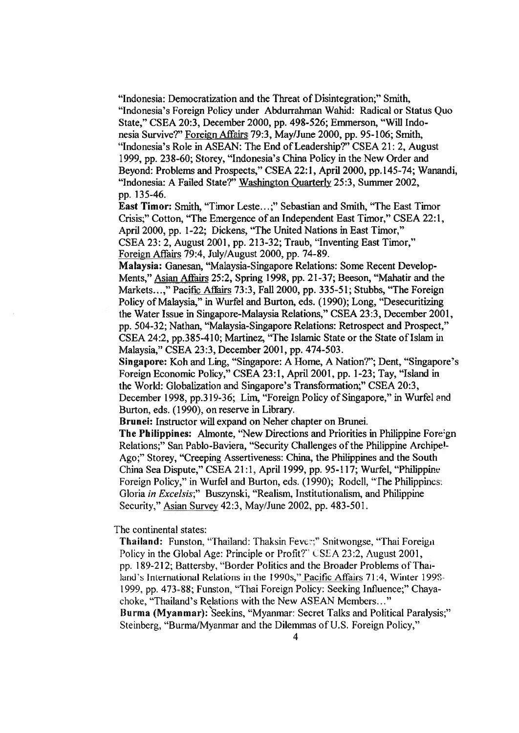"Indonesia: Democratization and the Threat of Disintegration;" Smith, "Indonesia's Foreign Policy under Abdurrahman Wahid: Radical or Status Quo State," CSEA 20:3, December 2000, pp. 498-526; Emmerson, "Will Indonesia Survive?" Foreign Affairs 79:3, May/June 2000, pp. 95-106; Smith, "Indonesia's Role in ASEAN: The End of Leadership?" CSEA 21: 2, August 1999, pp. 238-60; Storey, "Indonesia's China Policy in the New Order and Beyond: Problems and Prospects," CSEA 22:1, April 2000, pp.145-74; Wanandi, "Indonesia: A Failed State?" Washington Quarterly 25:3, Summer 2002, pp. 135-46.

**East Timor:** Smith, "Timor Leste…;" Sebastian and Smith, "The East Timor Crisis;" Cotton, "The Emergence of an Independent East Timor," CSEA 22:1, April 2000, pp. 1-22; Dickens, "The United Nations in East Timor," CSEA 23: 2, August 2001, pp. 213-32; Traub, "Inventing East Timor," Foreign Affairs 79:4, July/August 2000, pp. 74-89.

**Malaysia:** Ganesan, "Malaysia-Singapore Relations: Some Recent Develop-Ments," Asian Affairs 25:2, Spring 1998, pp. 21-37; Beeson, "Mahatir and the Markets…," Pacific Affairs 73:3, Fall 2000, pp. 335-51; Stubbs, "The Foreign Policy of Malaysia," in Wurfel and Burton, eds. (1990); Long, "Desecuritizing the Water Issue in Singapore-Malaysia Relations," CSEA 23:3, December 2001, pp. 504-32; Nathan, "Malaysia-Singapore Relations: Retrospect and Prospect," CSEA 24:2, pp.385-410; Martinez, "The Islamic State or the State of Islam in Malaysia," CSEA 23:3, December 2001, pp. 474-503.

**Singapore:** Koh and Ling, "Singapore: A Home, A Nation?"; Dent, "Singapore's Foreign Economic Policy," CSEA 23:1, April 2001, pp. 1-23; Tay, "Island in the World: Globalization and Singapore's Transformation;" CSEA 20:3, December 1998, pp.319-36; Lim, "Foreign Policy of Singapore," in Wurfel and Burton, eds. (1990), on reserve in Library.

**Brunei:** Instructor will expand on Neher chapter on Brunei.

**The Philippines:** Almonte, "New Directions and Priorities in Philippine Foreign Relations;" San Pablo-Baviera, "Security Challenges of the Philippine Archipel-Ago;" Storey, "Creeping Assertiveness: China, the Philippines and the South China Sea Dispute," CSEA 21:1, April 1999, pp. 95-117; Wurfel, "Philippine Foreign Policy," in Wurfel and Burton, eds. (1990); Rodell, "The Philippines: Gloria *in Excelsis*;" Buszynski, "Realism, Institutionalism, and Philippine Security," Asian Survey 42:3, May/June 2002, pp. 483-501.

The continental states:

**Thailand:** Funston, "Thailand: Thaksin Fever;" Snitwongse, "Thai Foreign Policy in the Global Age: Principle or Profit?" CSEA 23:2, August 2001, pp. 189-212; Battersby, "Border Politics and the Broader Problems of Thailand's International Relations in the 1990s," Pacific Affairs 71:4, Winter 1998-1999, pp. 473-88; Funston, "Thai Foreign Policy: Seeking Influence;" Chayachoke, "Thailand's Relations with the New ASEAN Members…"

**Burma (Myanmar):** Seekins, "Myanmar: Secret Talks and Political Paralysis;" Steinberg, "Burma/Myanmar and the Dilemmas of U.S. Foreign Policy,"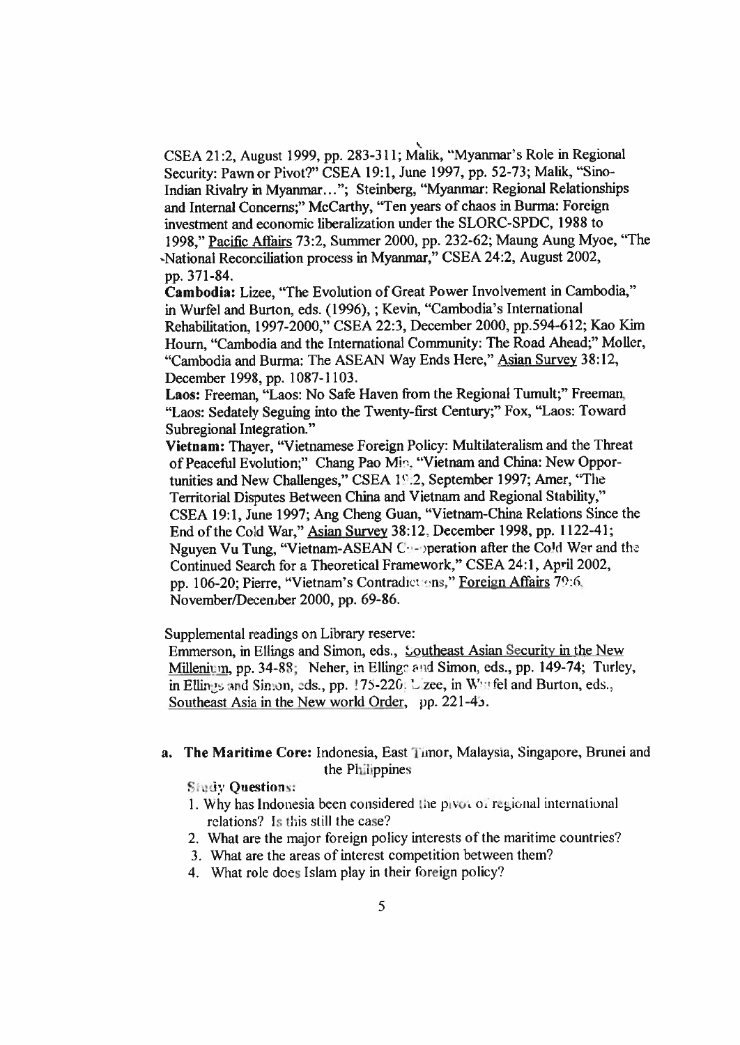CSEA 21:2, August 1999, pp. 283-311; Malik, "Myanmar's Role in Regional Security: Pawn or Pivot?" CSEA 19:1, June 1997, pp. 52-73; Malik, "Sino-Indian Rivalry in Myanmar…"; Steinberg, "Myanmar: Regional Relationships and Internal Concerns;" McCarthy, "Ten years of chaos in Burma: Foreign investment and economic liberalization under the SLORC-SPDC, 1988 to 1998," Pacific Affairs 73:2, Summer 2000, pp. 232-62; Maung Aung Myoe, "The National Reconciliation process in Myanmar," CSEA 24:2, August 2002, pp. 371-84.

**Cambodia:** Lizee, "The Evolution of Great Power Involvement in Cambodia," in Wurfel and Burton, eds. (1996), ; Kevin, "Cambodia's International Rehabilitation, 1997-2000," CSEA 22:3, December 2000, pp.594-612; Kao Kim Hourn, "Cambodia and the International Community: The Road Ahead;" Moller, "Cambodia and Burma: The ASEAN Way Ends Here," Asian Survey 38:12, December 1998, pp. 1087-1103.

**Laos:** Freeman, "Laos: No Safe Haven from the Regional Tumult;" Freeman, "Laos: Sedately Seguing into the Twenty-first Century;" Fox, "Laos: Toward Subregional Integration."

**Vietnam:** Thayer, "Vietnamese Foreign Policy: Multilateralism and the Threat of Peaceful Evolution;" Chang Pao Min, "Vietnam and China: New Opportunities and New Challenges," CSEA 19:2, September 1997; Amer, "The Territorial Disputes Between China and Vietnam and Regional Stability," CSEA 19:1, June 1997; Ang Cheng Guan, "Vietnam-China Relations Since the End of the Cold War," Asian Survey 38:12, December 1998, pp. 1122-41; Nguyen Vu Tung, "Vietnam-ASEAN Co-operation after the Cold War and the Continued Search for a Theoretical Framework," CSEA 24:1, April 2002, pp. 106-20; Pierre, "Vietnam's Contradictions," Foreign Affairs 79:6, November/December 2000, pp. 69-86.

Supplemental readings on Library reserve:
Emmerson, in Ellings and Simon, eds., Southeast Asian Security in the New Millenium, pp. 34-88; Neher, in Ellings and Simon, eds., pp. 149-74; Turley, in Ellings and Simon, eds., pp. 175-220; Lizee, in Wurfel and Burton, eds., Southeast Asia in the New world Order, pp. 221-45.

**a. The Maritime Core:** Indonesia, East Timor, Malaysia, Singapore, Brunei and the Philippines

**Study Questions:**

1. Why has Indonesia been considered the pivot of regional international relations? Is this still the case?
2. What are the major foreign policy interests of the maritime countries?
3. What are the areas of interest competition between them?
4. What role does Islam play in their foreign policy?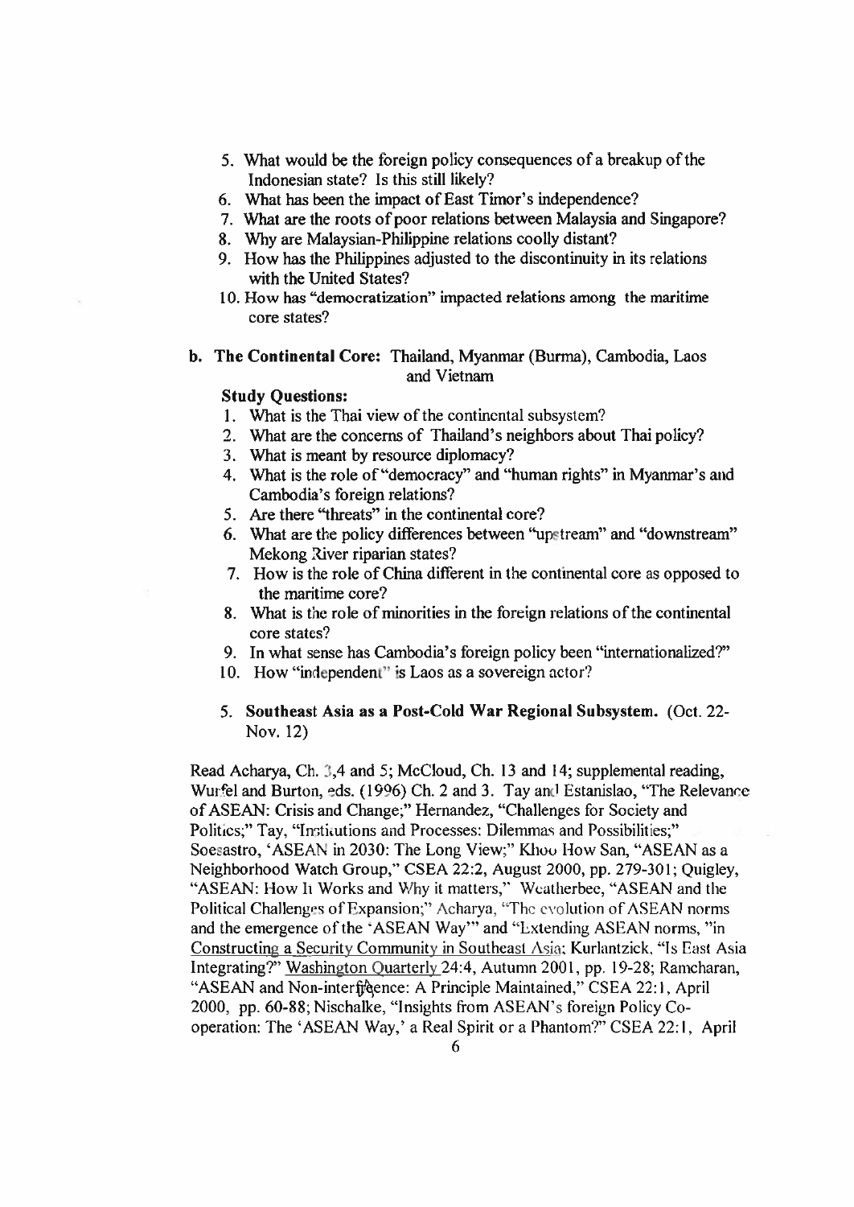5. What would be the foreign policy consequences of a breakup of the Indonesian state? Is this still likely?
6. What has been the impact of East Timor's independence?
7. What are the roots of poor relations between Malaysia and Singapore?
8. Why are Malaysian-Philippine relations coolly distant?
9. How has the Philippines adjusted to the discontinuity in its relations with the United States?
10. How has "democratization" impacted relations among the maritime core states?

**b. The Continental Core:** Thailand, Myanmar (Burma), Cambodia, Laos and Vietnam

**Study Questions:**

1. What is the Thai view of the continental subsystem?
2. What are the concerns of Thailand's neighbors about Thai policy?
3. What is meant by resource diplomacy?
4. What is the role of "democracy" and "human rights" in Myanmar's and Cambodia's foreign relations?
5. Are there "threats" in the continental core?
6. What are the policy differences between "upstream" and "downstream" Mekong River riparian states?
7. How is the role of China different in the continental core as opposed to the maritime core?
8. What is the role of minorities in the foreign relations of the continental core states?
9. In what sense has Cambodia's foreign policy been "internationalized?"
10. How "independent" is Laos as a sovereign actor?

5. **Southeast Asia as a Post-Cold War Regional Subsystem.** (Oct. 22-Nov. 12)

Read Acharya, Ch. 3,4 and 5; McCloud, Ch. 13 and 14; supplemental reading, Wurfel and Burton, eds. (1996) Ch. 2 and 3. Tay and Estanislao, "The Relevance of ASEAN: Crisis and Change;" Hernandez, "Challenges for Society and Politics;" Tay, "Institutions and Processes: Dilemmas and Possibilities;" Soesastro, 'ASEAN in 2030: The Long View;" Khoo How San, "ASEAN as a Neighborhood Watch Group," CSEA 22:2, August 2000, pp. 279-301; Quigley, "ASEAN: How It Works and Why it matters," Weatherbee, "ASEAN and the Political Challenges of Expansion;" Acharya, "The evolution of ASEAN norms and the emergence of the 'ASEAN Way'" and "Extending ASEAN norms, "in Constructing a Security Community in Southeast Asia; Kurlantzick, "Is East Asia Integrating?" Washington Quarterly 24:4, Autumn 2001, pp. 19-28; Ramcharan, "ASEAN and Non-interference: A Principle Maintained," CSEA 22:1, April 2000, pp. 60-88; Nischalke, "Insights from ASEAN's foreign Policy Co-operation: The 'ASEAN Way,' a Real Spirit or a Phantom?" CSEA 22:1, April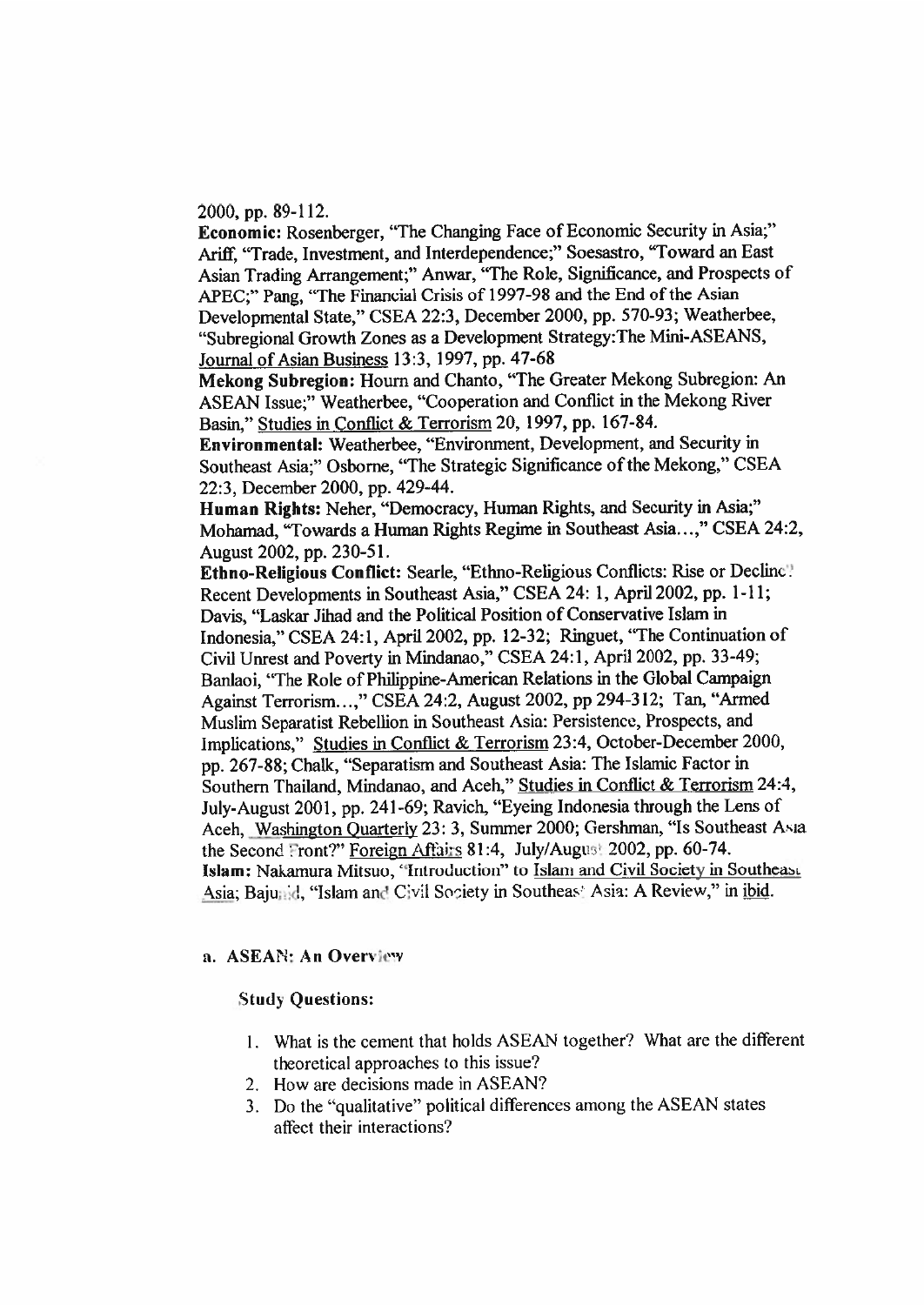2000, pp. 89-112.

**Economic:** Rosenberger, "The Changing Face of Economic Security in Asia;" Ariff, "Trade, Investment, and Interdependence;" Soesastro, "Toward an East Asian Trading Arrangement;" Anwar, "The Role, Significance, and Prospects of APEC;" Pang, "The Financial Crisis of 1997-98 and the End of the Asian Developmental State," CSEA 22:3, December 2000, pp. 570-93; Weatherbee, "Subregional Growth Zones as a Development Strategy:The Mini-ASEANS, Journal of Asian Business 13:3, 1997, pp. 47-68

**Mekong Subregion:** Hourn and Chanto, "The Greater Mekong Subregion: An ASEAN Issue;" Weatherbee, "Cooperation and Conflict in the Mekong River Basin," Studies in Conflict & Terrorism 20, 1997, pp. 167-84.

**Environmental:** Weatherbee, "Environment, Development, and Security in Southeast Asia;" Osborne, "The Strategic Significance of the Mekong," CSEA 22:3, December 2000, pp. 429-44.

**Human Rights:** Neher, "Democracy, Human Rights, and Security in Asia;" Mohamad, "Towards a Human Rights Regime in Southeast Asia…," CSEA 24:2, August 2002, pp. 230-51.

**Ethno-Religious Conflict:** Searle, "Ethno-Religious Conflicts: Rise or Decline? Recent Developments in Southeast Asia," CSEA 24: 1, April 2002, pp. 1-11; Davis, "Laskar Jihad and the Political Position of Conservative Islam in Indonesia," CSEA 24:1, April 2002, pp. 12-32; Ringuet, "The Continuation of Civil Unrest and Poverty in Mindanao," CSEA 24:1, April 2002, pp. 33-49; Banlaoi, "The Role of Philippine-American Relations in the Global Campaign Against Terrorism…," CSEA 24:2, August 2002, pp 294-312; Tan, "Armed Muslim Separatist Rebellion in Southeast Asia: Persistence, Prospects, and Implications," Studies in Conflict & Terrorism 23:4, October-December 2000, pp. 267-88; Chalk, "Separatism and Southeast Asia: The Islamic Factor in Southern Thailand, Mindanao, and Aceh," Studies in Conflict & Terrorism 24:4, July-August 2001, pp. 241-69; Ravich, "Eyeing Indonesia through the Lens of Aceh, Washington Quarterly 23: 3, Summer 2000; Gershman, "Is Southeast Asia the Second Front?" Foreign Affairs 81:4, July/August 2002, pp. 60-74.

**Islam:** Nakamura Mitsuo, "Introduction" to Islam and Civil Society in Southeast Asia; Bajunid, "Islam and Civil Society in Southeast Asia: A Review," in ibid.

**a. ASEAN: An Overview**

**Study Questions:**

1. What is the cement that holds ASEAN together? What are the different theoretical approaches to this issue?
2. How are decisions made in ASEAN?
3. Do the "qualitative" political differences among the ASEAN states affect their interactions?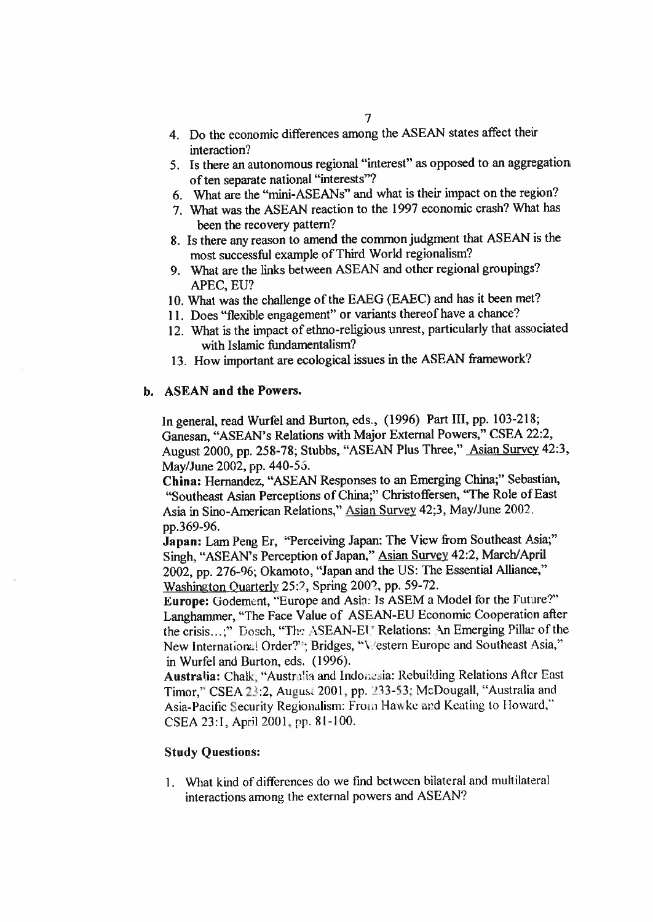4. Do the economic differences among the ASEAN states affect their interaction?
5. Is there an autonomous regional "interest" as opposed to an aggregation of ten separate national "interests"?
6. What are the "mini-ASEANs" and what is their impact on the region?
7. What was the ASEAN reaction to the 1997 economic crash? What has been the recovery pattern?
8. Is there any reason to amend the common judgment that ASEAN is the most successful example of Third World regionalism?
9. What are the links between ASEAN and other regional groupings? APEC, EU?
10. What was the challenge of the EAEG (EAEC) and has it been met?
11. Does "flexible engagement" or variants thereof have a chance?
12. What is the impact of ethno-religious unrest, particularly that associated with Islamic fundamentalism?
13. How important are ecological issues in the ASEAN framework?

## b. ASEAN and the Powers.

In general, read Wurfel and Burton, eds., (1996) Part III, pp. 103-218; Ganesan, "ASEAN's Relations with Major External Powers," CSEA 22:2, August 2000, pp. 258-78; Stubbs, "ASEAN Plus Three," Asian Survey 42:3, May/June 2002, pp. 440-56.

**China:** Hernandez, "ASEAN Responses to an Emerging China;" Sebastian, "Southeast Asian Perceptions of China;" Christoffersen, "The Role of East Asia in Sino-American Relations," Asian Survey 42;3, May/June 2002, pp.369-96.

**Japan:** Lam Peng Er, "Perceiving Japan: The View from Southeast Asia;" Singh, "ASEAN's Perception of Japan," Asian Survey 42:2, March/April 2002, pp. 276-96; Okamoto, "Japan and the US: The Essential Alliance," Washington Quarterly 25:2, Spring 2002, pp. 59-72.

**Europe:** Godement, "Europe and Asia: Is ASEM a Model for the Future?" Langhammer, "The Face Value of ASEAN-EU Economic Cooperation after the crisis…;" Dosch, "The ASEAN-EU Relations: An Emerging Pillar of the New International Order?"; Bridges, "Western Europe and Southeast Asia," in Wurfel and Burton, eds. (1996).

**Australia:** Chalk, "Australia and Indonesia: Rebuilding Relations After East Timor," CSEA 23:2, August 2001, pp. 233-53; McDougall, "Australia and Asia-Pacific Security Regionalism: From Hawke and Keating to Howard," CSEA 23:1, April 2001, pp. 81-100.

### Study Questions:

1. What kind of differences do we find between bilateral and multilateral interactions among the external powers and ASEAN?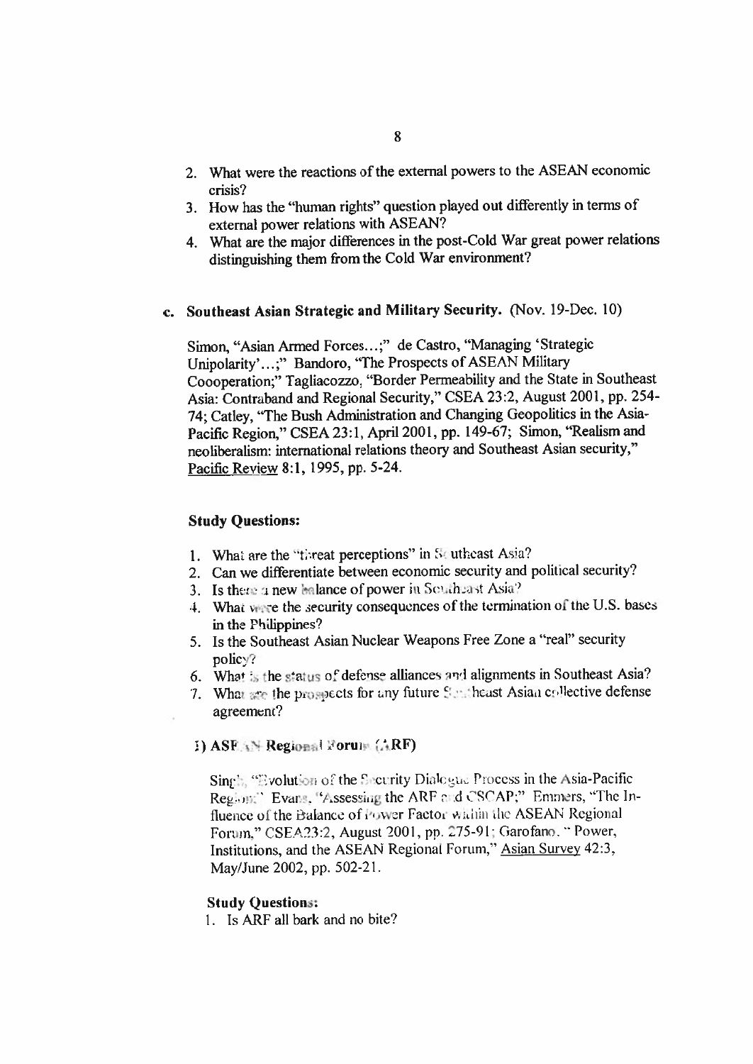2. What were the reactions of the external powers to the ASEAN economic crisis?
3. How has the "human rights" question played out differently in terms of external power relations with ASEAN?
4. What are the major differences in the post-Cold War great power relations distinguishing them from the Cold War environment?

**c. Southeast Asian Strategic and Military Security.** (Nov. 19-Dec. 10)

Simon, "Asian Armed Forces…;" de Castro, "Managing 'Strategic Unipolarity'…;" Bandoro, "The Prospects of ASEAN Military Coooperation;" Tagliacozzo, "Border Permeability and the State in Southeast Asia: Contraband and Regional Security," CSEA 23:2, August 2001, pp. 254-74; Catley, "The Bush Administration and Changing Geopolitics in the Asia-Pacific Region," CSEA 23:1, April 2001, pp. 149-67; Simon, "Realism and neoliberalism: international relations theory and Southeast Asian security," Pacific Review 8:1, 1995, pp. 5-24.

**Study Questions:**

1. What are the "threat perceptions" in Southeast Asia?
2. Can we differentiate between economic security and political security?
3. Is there a new balance of power in Southeast Asia?
4. What were the security consequences of the termination of the U.S. bases in the Philippines?
5. Is the Southeast Asian Nuclear Weapons Free Zone a "real" security policy?
6. What is the status of defense alliances and alignments in Southeast Asia?
7. What are the prospects for any future Southeast Asian collective defense agreement?

**1) ASEAN Regional Forum (ARF)**

Singh, "Evolution of the Security Dialogue Process in the Asia-Pacific Region;" Evans, "Assessing the ARF and CSCAP;" Emmers, "The Influence of the Balance of Power Factor within the ASEAN Regional Forum," CSEA 23:2, August 2001, pp. 275-91; Garofano, " Power, Institutions, and the ASEAN Regional Forum," Asian Survey 42:3, May/June 2002, pp. 502-21.

**Study Questions:**

1. Is ARF all bark and no bite?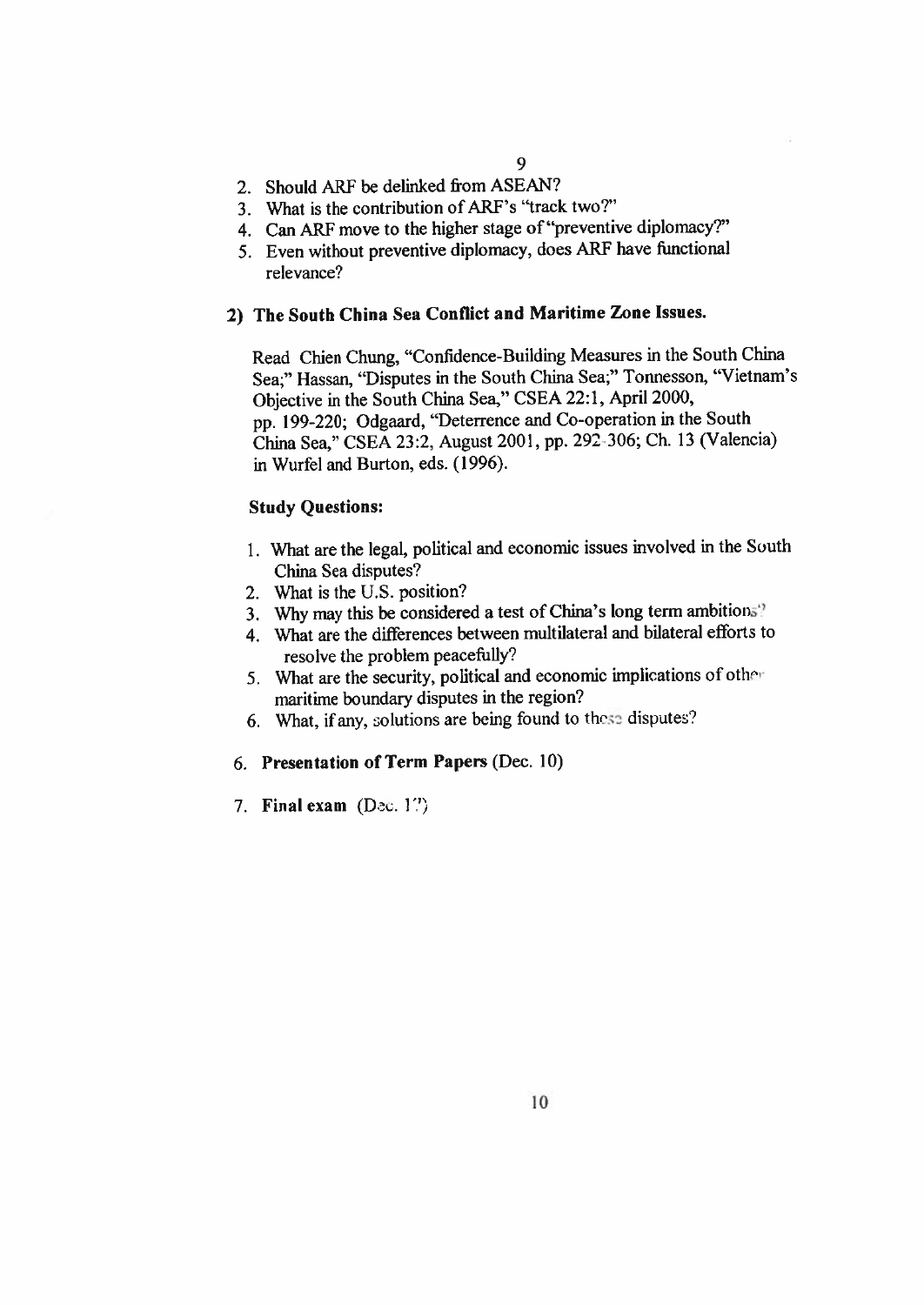2. Should ARF be delinked from ASEAN?
3. What is the contribution of ARF's "track two?"
4. Can ARF move to the higher stage of "preventive diplomacy?"
5. Even without preventive diplomacy, does ARF have functional relevance?

**2) The South China Sea Conflict and Maritime Zone Issues.**

Read Chien Chung, "Confidence-Building Measures in the South China Sea;" Hassan, "Disputes in the South China Sea;" Tonnesson, "Vietnam's Objective in the South China Sea," CSEA 22:1, April 2000, pp. 199-220; Odgaard, "Deterrence and Co-operation in the South China Sea," CSEA 23:2, August 2001, pp. 292-306; Ch. 13 (Valencia) in Wurfel and Burton, eds. (1996).

**Study Questions:**

1. What are the legal, political and economic issues involved in the South China Sea disputes?
2. What is the U.S. position?
3. Why may this be considered a test of China's long term ambitions?
4. What are the differences between multilateral and bilateral efforts to resolve the problem peacefully?
5. What are the security, political and economic implications of other maritime boundary disputes in the region?
6. What, if any, solutions are being found to these disputes?

6. **Presentation of Term Papers** (Dec. 10)

7. **Final exam** (Dec. 17)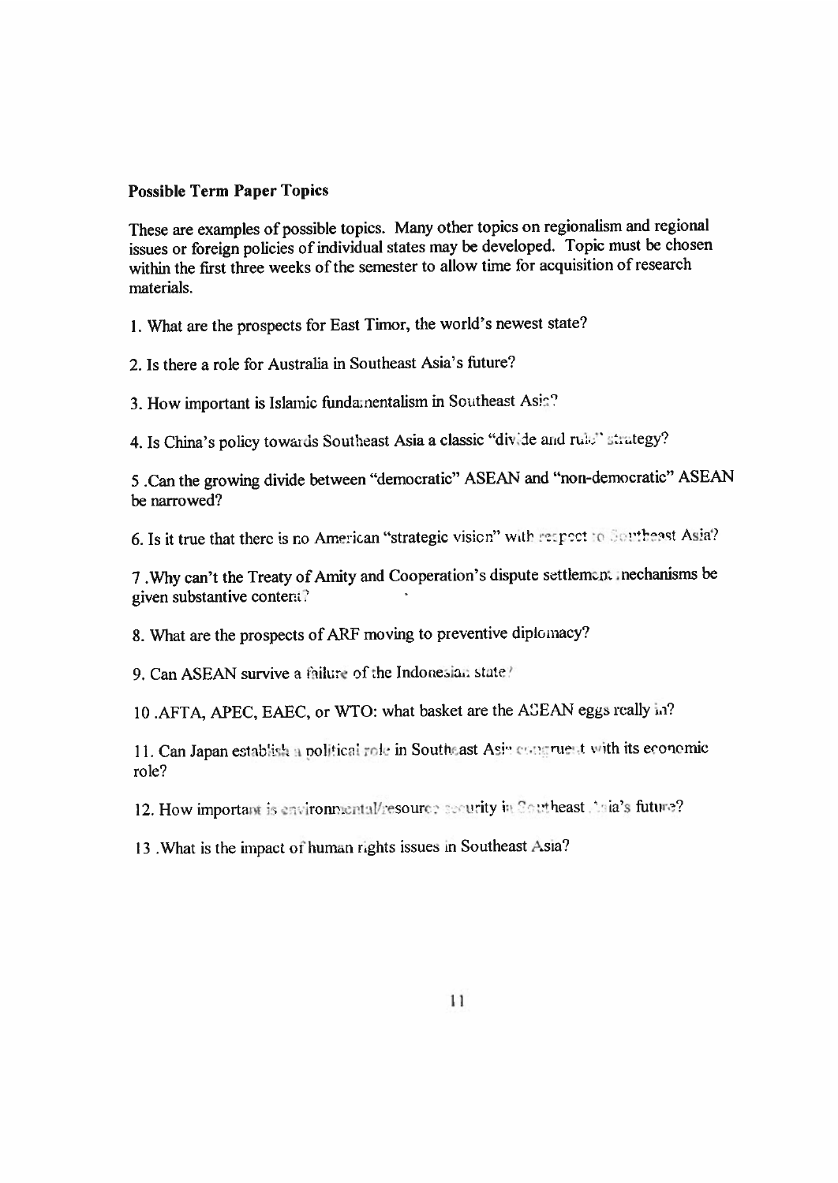**Possible Term Paper Topics**

These are examples of possible topics. Many other topics on regionalism and regional issues or foreign policies of individual states may be developed. Topic must be chosen within the first three weeks of the semester to allow time for acquisition of research materials.

1. What are the prospects for East Timor, the world's newest state?

2. Is there a role for Australia in Southeast Asia's future?

3. How important is Islamic fundamentalism in Southeast Asia?

4. Is China's policy towards Southeast Asia a classic "divide and rule" strategy?

5. Can the growing divide between "democratic" ASEAN and "non-democratic" ASEAN be narrowed?

6. Is it true that there is no American "strategic vision" with respect to Southeast Asia?

7. Why can't the Treaty of Amity and Cooperation's dispute settlement mechanisms be given substantive content?

8. What are the prospects of ARF moving to preventive diplomacy?

9. Can ASEAN survive a failure of the Indonesian state?

10. AFTA, APEC, EAEC, or WTO: what basket are the ASEAN eggs really in?

11. Can Japan establish a political role in Southeast Asia congruent with its economic role?

12. How important is environmental/resource security in Southeast Asia's future?

13. What is the impact of human rights issues in Southeast Asia?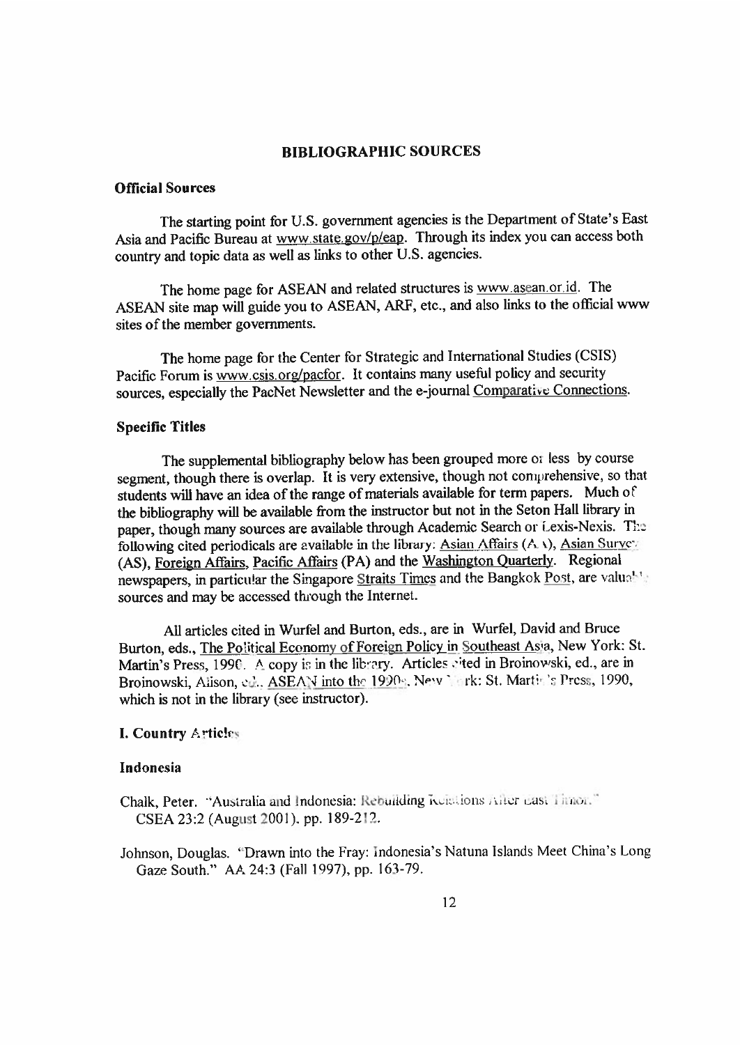# BIBLIOGRAPHIC SOURCES

## Official Sources

The starting point for U.S. government agencies is the Department of State's East Asia and Pacific Bureau at www.state.gov/p/eap. Through its index you can access both country and topic data as well as links to other U.S. agencies.

The home page for ASEAN and related structures is www.asean.or.id. The ASEAN site map will guide you to ASEAN, ARF, etc., and also links to the official www sites of the member governments.

The home page for the Center for Strategic and International Studies (CSIS) Pacific Forum is www.csis.org/pacfor. It contains many useful policy and security sources, especially the PacNet Newsletter and the e-journal Comparative Connections.

## Specific Titles

The supplemental bibliography below has been grouped more or less by course segment, though there is overlap. It is very extensive, though not comprehensive, so that students will have an idea of the range of materials available for term papers. Much of the bibliography will be available from the instructor but not in the Seton Hall library in paper, though many sources are available through Academic Search or Lexis-Nexis. The following cited periodicals are available in the library: Asian Affairs (AA), Asian Survey (AS), Foreign Affairs, Pacific Affairs (PA) and the Washington Quarterly. Regional newspapers, in particular the Singapore Straits Times and the Bangkok Post, are valuable sources and may be accessed through the Internet.

All articles cited in Wurfel and Burton, eds., are in Wurfel, David and Bruce Burton, eds., The Political Economy of Foreign Policy in Southeast Asia, New York: St. Martin's Press, 1990. A copy is in the library. Articles cited in Broinowski, ed., are in Broinowski, Alison, ed., ASEAN into the 1990s, New York: St. Martin's Press, 1990, which is not in the library (see instructor).

## I. Country Articles

### Indonesia

Chalk, Peter. "Australia and Indonesia: Rebuilding Relations After East Timor." CSEA 23:2 (August 2001), pp. 189-212.

Johnson, Douglas. "Drawn into the Fray: Indonesia's Natuna Islands Meet China's Long Gaze South." AA 24:3 (Fall 1997), pp. 163-79.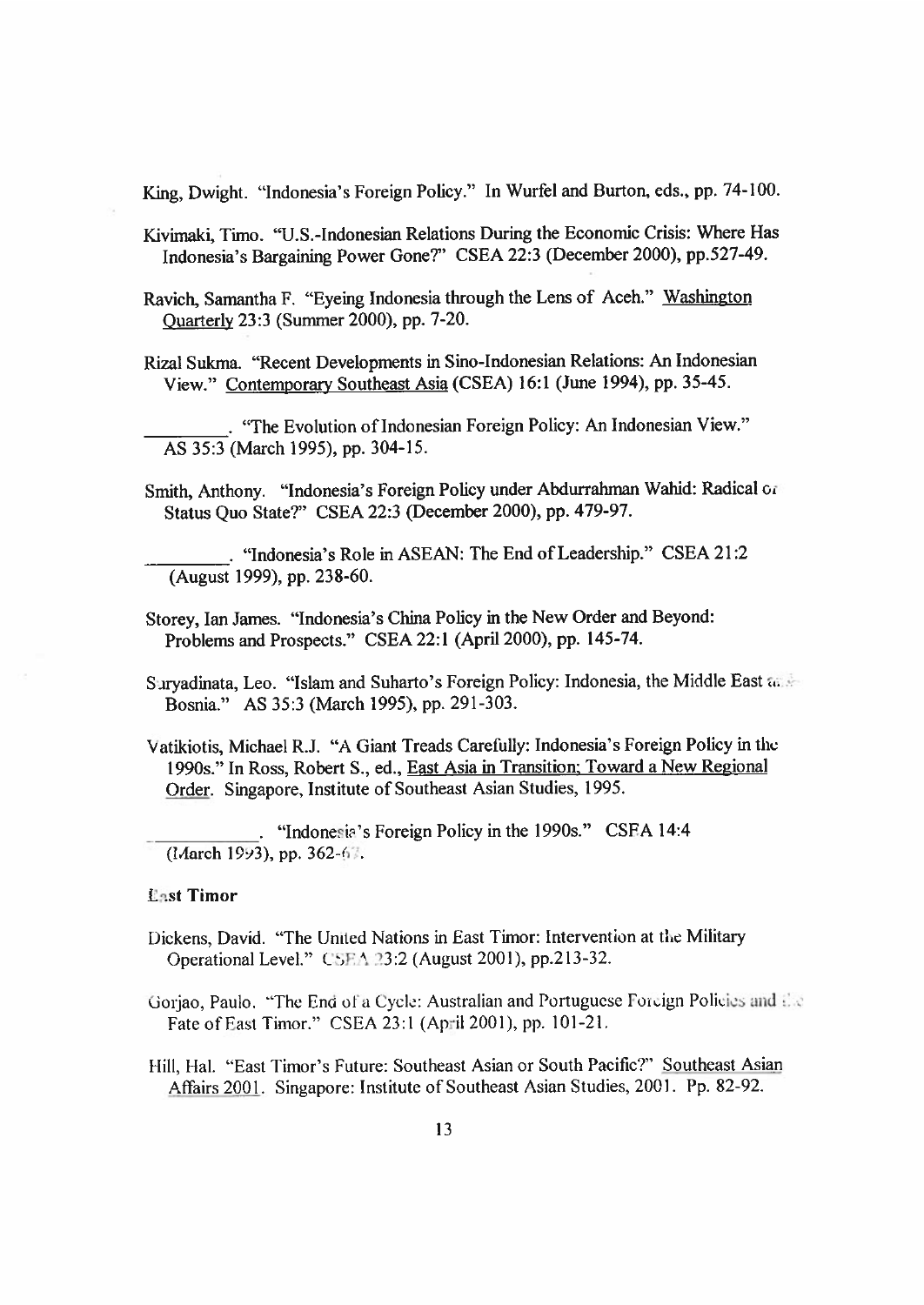King, Dwight. "Indonesia's Foreign Policy." In Wurfel and Burton, eds., pp. 74-100.

Kivimaki, Timo. "U.S.-Indonesian Relations During the Economic Crisis: Where Has Indonesia's Bargaining Power Gone?" CSEA 22:3 (December 2000), pp.527-49.

Ravich, Samantha F. "Eyeing Indonesia through the Lens of Aceh." Washington Quarterly 23:3 (Summer 2000), pp. 7-20.

Rizal Sukma. "Recent Developments in Sino-Indonesian Relations: An Indonesian View." Contemporary Southeast Asia (CSEA) 16:1 (June 1994), pp. 35-45.

________. "The Evolution of Indonesian Foreign Policy: An Indonesian View." AS 35:3 (March 1995), pp. 304-15.

Smith, Anthony. "Indonesia's Foreign Policy under Abdurrahman Wahid: Radical or Status Quo State?" CSEA 22:3 (December 2000), pp. 479-97.

________. "Indonesia's Role in ASEAN: The End of Leadership." CSEA 21:2 (August 1999), pp. 238-60.

Storey, Ian James. "Indonesia's China Policy in the New Order and Beyond: Problems and Prospects." CSEA 22:1 (April 2000), pp. 145-74.

Suryadinata, Leo. "Islam and Suharto's Foreign Policy: Indonesia, the Middle East and Bosnia." AS 35:3 (March 1995), pp. 291-303.

Vatikiotis, Michael R.J. "A Giant Treads Carefully: Indonesia's Foreign Policy in the 1990s." In Ross, Robert S., ed., East Asia in Transition: Toward a New Regional Order. Singapore, Institute of Southeast Asian Studies, 1995.

__________. "Indonesia's Foreign Policy in the 1990s." CSEA 14:4 (March 1993), pp. 362-67.

**East Timor**

Dickens, David. "The United Nations in East Timor: Intervention at the Military Operational Level." CSEA 23:2 (August 2001), pp.213-32.

Gorjao, Paulo. "The End of a Cycle: Australian and Portuguese Foreign Policies and the Fate of East Timor." CSEA 23:1 (April 2001), pp. 101-21.

Hill, Hal. "East Timor's Future: Southeast Asian or South Pacific?" Southeast Asian Affairs 2001. Singapore: Institute of Southeast Asian Studies, 2001. Pp. 82-92.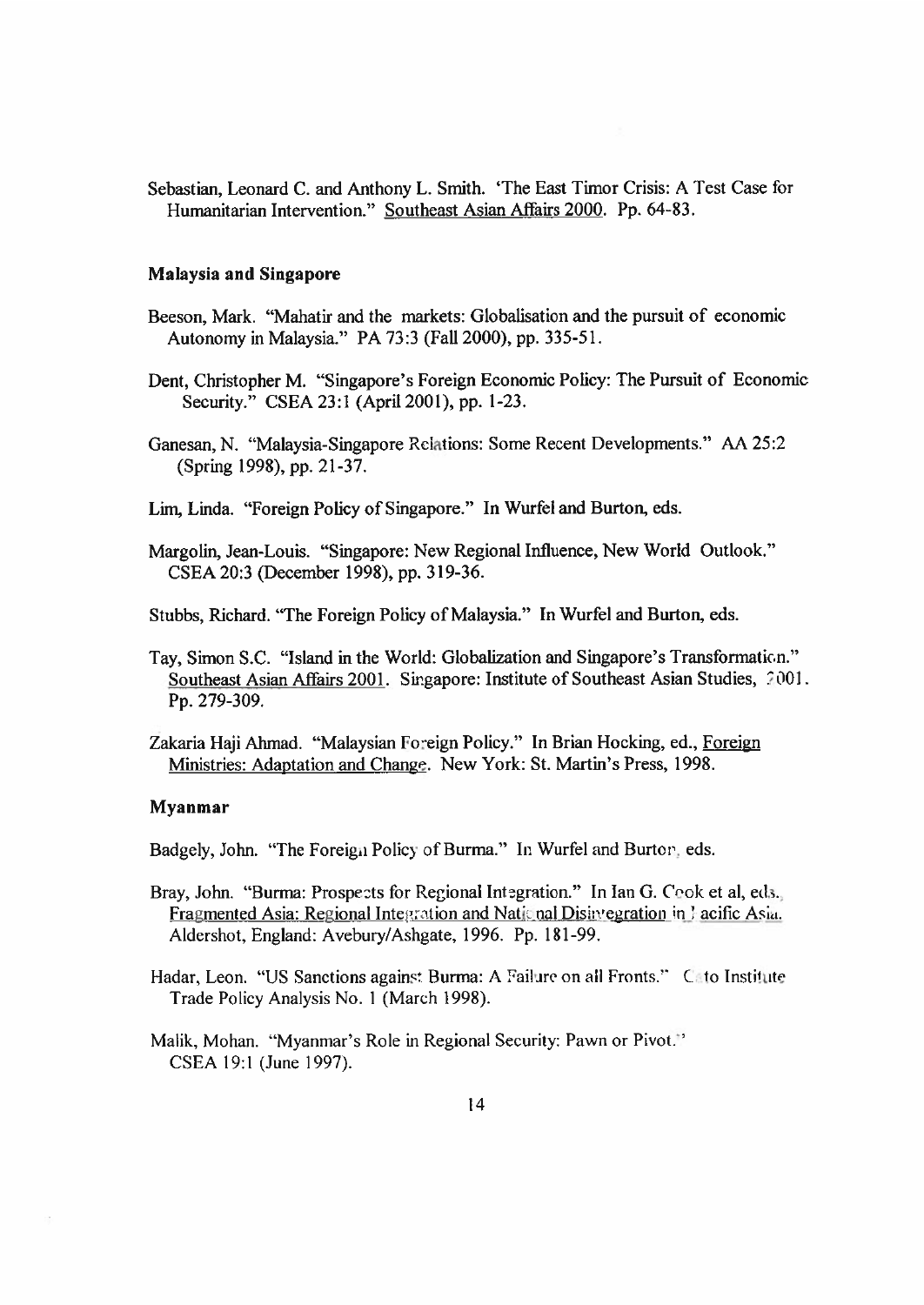Sebastian, Leonard C. and Anthony L. Smith. 'The East Timor Crisis: A Test Case for Humanitarian Intervention." Southeast Asian Affairs 2000. Pp. 64-83.

### Malaysia and Singapore

Beeson, Mark. "Mahatir and the markets: Globalisation and the pursuit of economic Autonomy in Malaysia." PA 73:3 (Fall 2000), pp. 335-51.

Dent, Christopher M. "Singapore's Foreign Economic Policy: The Pursuit of Economic Security." CSEA 23:1 (April 2001), pp. 1-23.

Ganesan, N. "Malaysia-Singapore Relations: Some Recent Developments." AA 25:2 (Spring 1998), pp. 21-37.

Lim, Linda. "Foreign Policy of Singapore." In Wurfel and Burton, eds.

Margolin, Jean-Louis. "Singapore: New Regional Influence, New World Outlook." CSEA 20:3 (December 1998), pp. 319-36.

Stubbs, Richard. "The Foreign Policy of Malaysia." In Wurfel and Burton, eds.

Tay, Simon S.C. "Island in the World: Globalization and Singapore's Transformation." Southeast Asian Affairs 2001. Singapore: Institute of Southeast Asian Studies, 2001. Pp. 279-309.

Zakaria Haji Ahmad. "Malaysian Foreign Policy." In Brian Hocking, ed., Foreign Ministries: Adaptation and Change. New York: St. Martin's Press, 1998.

### Myanmar

Badgely, John. "The Foreign Policy of Burma." In Wurfel and Burton, eds.

Bray, John. "Burma: Prospects for Regional Integration." In Ian G. Cook et al, eds., Fragmented Asia: Regional Integration and National Disintegration in Pacific Asia. Aldershot, England: Avebury/Ashgate, 1996. Pp. 181-99.

Hadar, Leon. "US Sanctions against Burma: A Failure on all Fronts." Cato Institute Trade Policy Analysis No. 1 (March 1998).

Malik, Mohan. "Myanmar's Role in Regional Security: Pawn or Pivot." CSEA 19:1 (June 1997).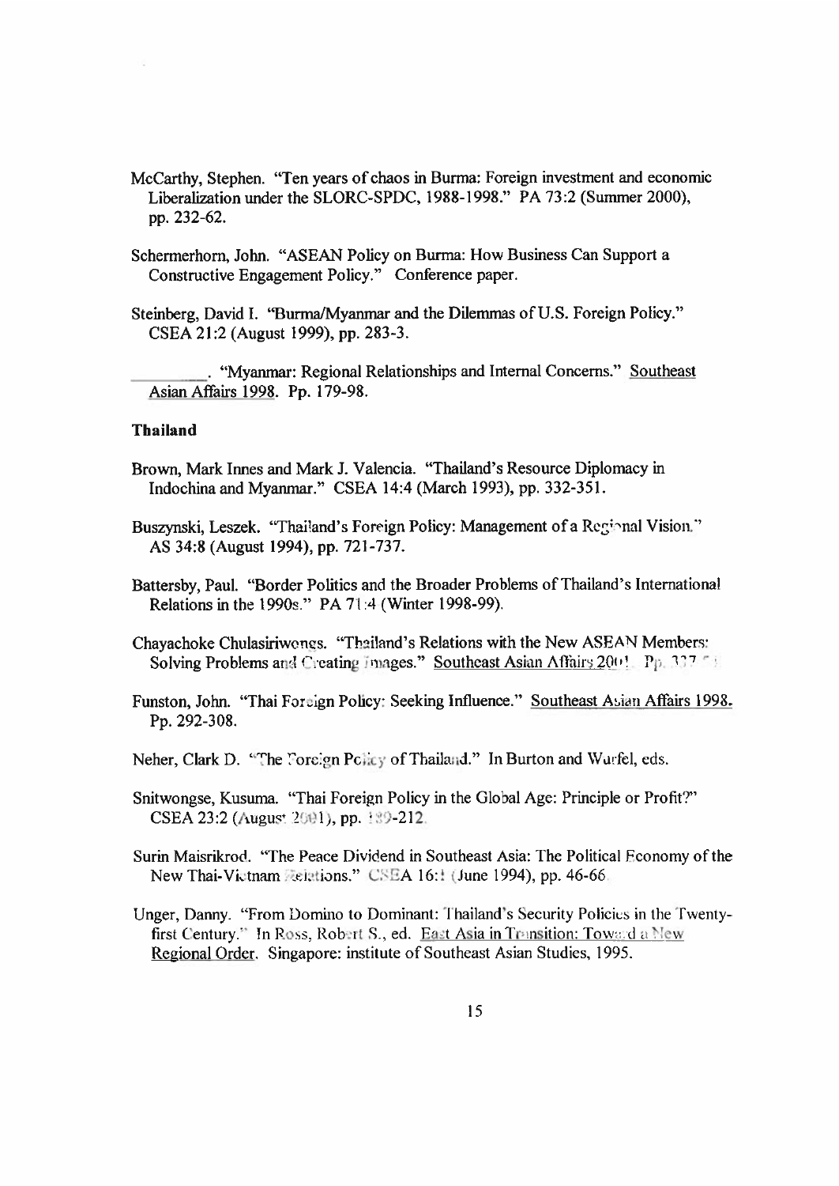McCarthy, Stephen. "Ten years of chaos in Burma: Foreign investment and economic Liberalization under the SLORC-SPDC, 1988-1998." PA 73:2 (Summer 2000), pp. 232-62.

Schermerhorn, John. "ASEAN Policy on Burma: How Business Can Support a Constructive Engagement Policy." Conference paper.

Steinberg, David I. "Burma/Myanmar and the Dilemmas of U.S. Foreign Policy." CSEA 21:2 (August 1999), pp. 283-3.

__________. "Myanmar: Regional Relationships and Internal Concerns." Southeast Asian Affairs 1998. Pp. 179-98.

**Thailand**

Brown, Mark Innes and Mark J. Valencia. "Thailand's Resource Diplomacy in Indochina and Myanmar." CSEA 14:4 (March 1993), pp. 332-351.

Buszynski, Leszek. "Thailand's Foreign Policy: Management of a Regional Vision." AS 34:8 (August 1994), pp. 721-737.

Battersby, Paul. "Border Politics and the Broader Problems of Thailand's International Relations in the 1990s." PA 71:4 (Winter 1998-99).

Chayachoke Chulasiriwongs. "Thailand's Relations with the New ASEAN Members: Solving Problems and Creating Images." Southeast Asian Affairs 2001. Pp. 337-

Funston, John. "Thai Foreign Policy: Seeking Influence." Southeast Asian Affairs 1998. Pp. 292-308.

Neher, Clark D. "The Foreign Policy of Thailand." In Burton and Wurfel, eds.

Snitwongse, Kusuma. "Thai Foreign Policy in the Global Age: Principle or Profit?" CSEA 23:2 (August 2001), pp. 189-212.

Surin Maisrikrod. "The Peace Dividend in Southeast Asia: The Political Economy of the New Thai-Vietnam Relations." CSEA 16:1 (June 1994), pp. 46-66.

Unger, Danny. "From Domino to Dominant: Thailand's Security Policies in the Twenty-first Century." In Ross, Robert S., ed. East Asia in Transition: Toward a New Regional Order. Singapore: institute of Southeast Asian Studies, 1995.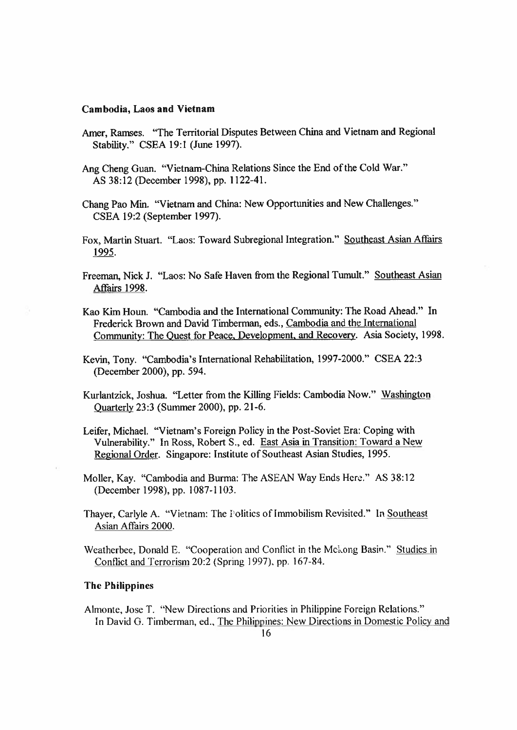### Cambodia, Laos and Vietnam

Amer, Ramses. "The Territorial Disputes Between China and Vietnam and Regional Stability." CSEA 19:1 (June 1997).

Ang Cheng Guan. "Vietnam-China Relations Since the End of the Cold War." AS 38:12 (December 1998), pp. 1122-41.

Chang Pao Min. "Vietnam and China: New Opportunities and New Challenges." CSEA 19:2 (September 1997).

Fox, Martin Stuart. "Laos: Toward Subregional Integration." Southeast Asian Affairs 1995.

Freeman, Nick J. "Laos: No Safe Haven from the Regional Tumult." Southeast Asian Affairs 1998.

Kao Kim Houn. "Cambodia and the International Community: The Road Ahead." In Frederick Brown and David Timberman, eds., Cambodia and the International Community: The Quest for Peace, Development, and Recovery. Asia Society, 1998.

Kevin, Tony. "Cambodia's International Rehabilitation, 1997-2000." CSEA 22:3 (December 2000), pp. 594.

Kurlantzick, Joshua. "Letter from the Killing Fields: Cambodia Now." Washington Quarterly 23:3 (Summer 2000), pp. 21-6.

Leifer, Michael. "Vietnam's Foreign Policy in the Post-Soviet Era: Coping with Vulnerability." In Ross, Robert S., ed. East Asia in Transition: Toward a New Regional Order. Singapore: Institute of Southeast Asian Studies, 1995.

Moller, Kay. "Cambodia and Burma: The ASEAN Way Ends Here." AS 38:12 (December 1998), pp. 1087-1103.

Thayer, Carlyle A. "Vietnam: The Politics of Immobilism Revisited." In Southeast Asian Affairs 2000.

Weatherbee, Donald E. "Cooperation and Conflict in the Mekong Basin." Studies in Conflict and Terrorism 20:2 (Spring 1997), pp. 167-84.

### The Philippines

Almonte, Jose T. "New Directions and Priorities in Philippine Foreign Relations." In David G. Timberman, ed., The Philippines: New Directions in Domestic Policy and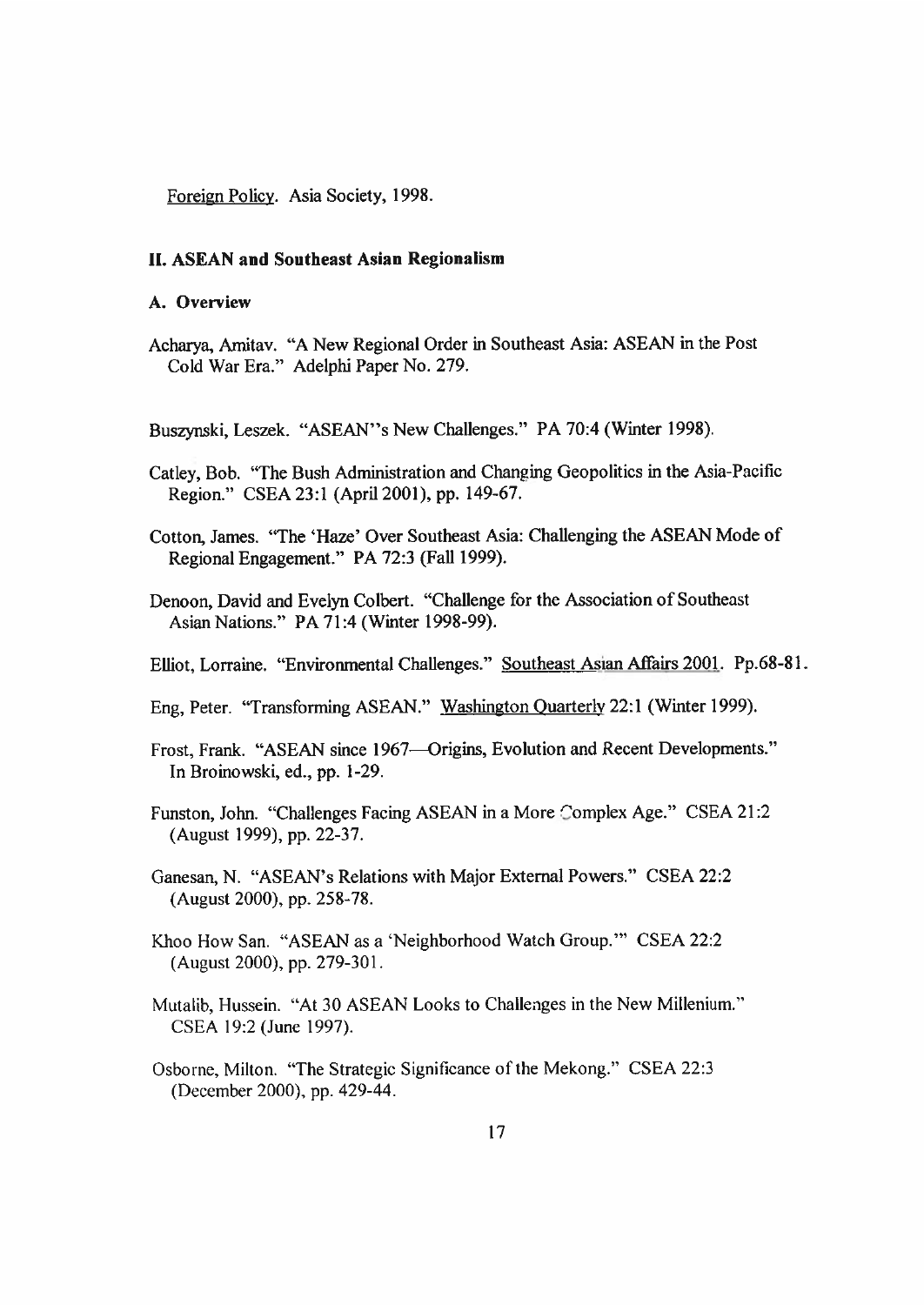Foreign Policy. Asia Society, 1998.

## II. ASEAN and Southeast Asian Regionalism

### A. Overview

Acharya, Amitav. "A New Regional Order in Southeast Asia: ASEAN in the Post Cold War Era." Adelphi Paper No. 279.

Buszynski, Leszek. "ASEAN"s New Challenges." PA 70:4 (Winter 1998).

Catley, Bob. "The Bush Administration and Changing Geopolitics in the Asia-Pacific Region." CSEA 23:1 (April 2001), pp. 149-67.

Cotton, James. "The 'Haze' Over Southeast Asia: Challenging the ASEAN Mode of Regional Engagement." PA 72:3 (Fall 1999).

Denoon, David and Evelyn Colbert. "Challenge for the Association of Southeast Asian Nations." PA 71:4 (Winter 1998-99).

Elliot, Lorraine. "Environmental Challenges." Southeast Asian Affairs 2001. Pp.68-81.

Eng, Peter. "Transforming ASEAN." Washington Quarterly 22:1 (Winter 1999).

Frost, Frank. "ASEAN since 1967—Origins, Evolution and Recent Developments." In Broinowski, ed., pp. 1-29.

Funston, John. "Challenges Facing ASEAN in a More Complex Age." CSEA 21:2 (August 1999), pp. 22-37.

Ganesan, N. "ASEAN's Relations with Major External Powers." CSEA 22:2 (August 2000), pp. 258-78.

Khoo How San. "ASEAN as a 'Neighborhood Watch Group.'" CSEA 22:2 (August 2000), pp. 279-301.

Mutalib, Hussein. "At 30 ASEAN Looks to Challenges in the New Millenium." CSEA 19:2 (June 1997).

Osborne, Milton. "The Strategic Significance of the Mekong." CSEA 22:3 (December 2000), pp. 429-44.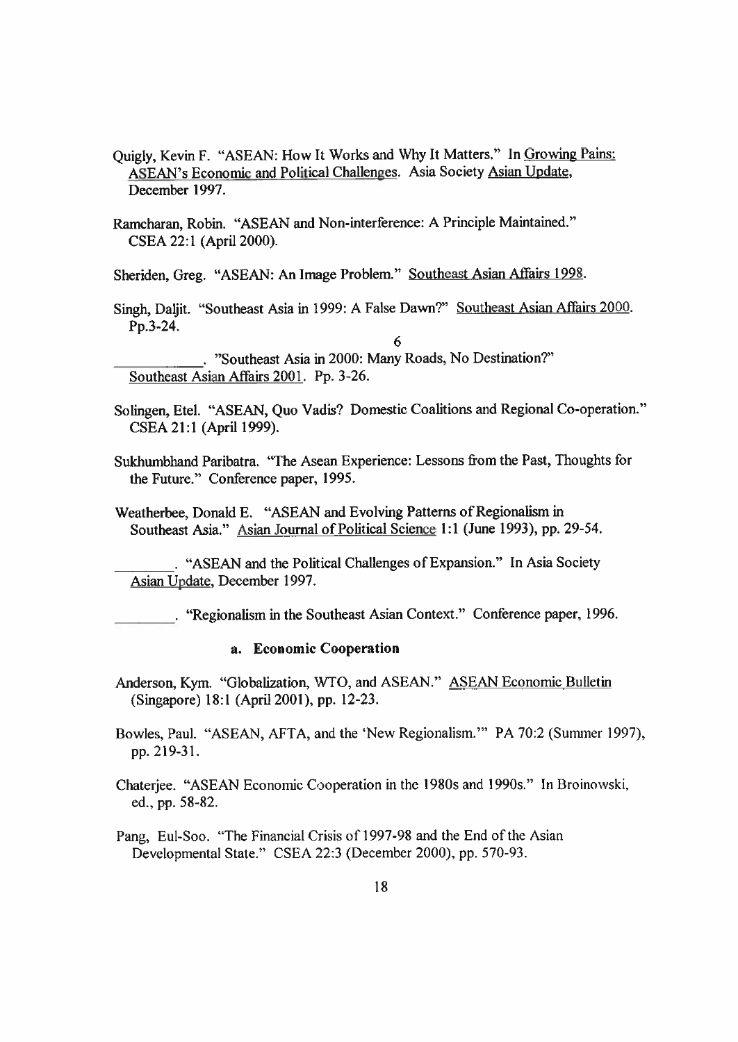Quigly, Kevin F. "ASEAN: How It Works and Why It Matters." In Growing Pains: ASEAN's Economic and Political Challenges. Asia Society Asian Update, December 1997.

Ramcharan, Robin. "ASEAN and Non-interference: A Principle Maintained." CSEA 22:1 (April 2000).

Sheriden, Greg. "ASEAN: An Image Problem." Southeast Asian Affairs 1998.

Singh, Daljit. "Southeast Asia in 1999: A False Dawn?" Southeast Asian Affairs 2000. Pp.3-24.

6

\_\_\_\_\_\_\_\_\_\_. "Southeast Asia in 2000: Many Roads, No Destination?" Southeast Asian Affairs 2001. Pp. 3-26.

Solingen, Etel. "ASEAN, Quo Vadis? Domestic Coalitions and Regional Co-operation." CSEA 21:1 (April 1999).

Sukhumbhand Paribatra. "The Asean Experience: Lessons from the Past, Thoughts for the Future." Conference paper, 1995.

Weatherbee, Donald E. "ASEAN and Evolving Patterns of Regionalism in Southeast Asia." Asian Journal of Political Science 1:1 (June 1993), pp. 29-54.

\_\_\_\_\_\_\_\_. "ASEAN and the Political Challenges of Expansion." In Asia Society Asian Update, December 1997.

\_\_\_\_\_\_\_\_. "Regionalism in the Southeast Asian Context." Conference paper, 1996.

#### a. Economic Cooperation

Anderson, Kym. "Globalization, WTO, and ASEAN." ASEAN Economic Bulletin (Singapore) 18:1 (April 2001), pp. 12-23.

Bowles, Paul. "ASEAN, AFTA, and the 'New Regionalism.'" PA 70:2 (Summer 1997), pp. 219-31.

Chaterjee. "ASEAN Economic Cooperation in the 1980s and 1990s." In Broinowski, ed., pp. 58-82.

Pang, Eul-Soo. "The Financial Crisis of 1997-98 and the End of the Asian Developmental State." CSEA 22:3 (December 2000), pp. 570-93.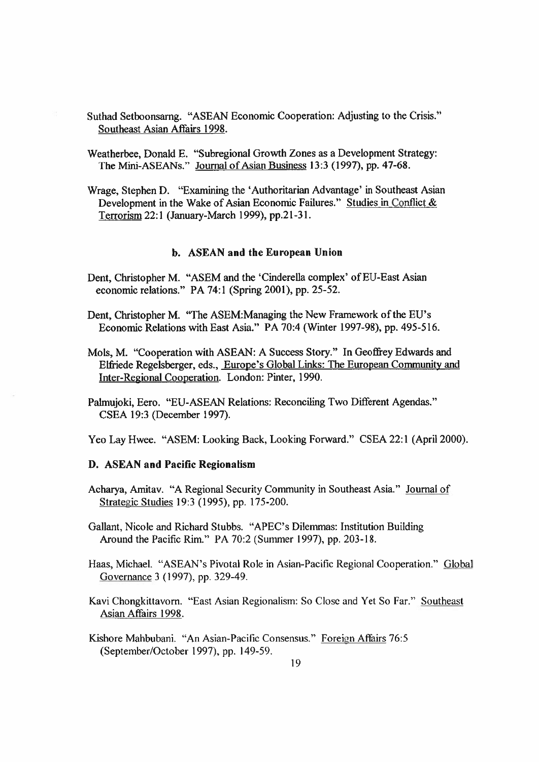Suthad Setboonsarng. "ASEAN Economic Cooperation: Adjusting to the Crisis." Southeast Asian Affairs 1998.

Weatherbee, Donald E. "Subregional Growth Zones as a Development Strategy: The Mini-ASEANs." Journal of Asian Business 13:3 (1997), pp. 47-68.

Wrage, Stephen D. "Examining the 'Authoritarian Advantage' in Southeast Asian Development in the Wake of Asian Economic Failures." Studies in Conflict & Terrorism 22:1 (January-March 1999), pp.21-31.

### b. ASEAN and the European Union

Dent, Christopher M. "ASEM and the 'Cinderella complex' of EU-East Asian economic relations." PA 74:1 (Spring 2001), pp. 25-52.

Dent, Christopher M. "The ASEM:Managing the New Framework of the EU's Economic Relations with East Asia." PA 70:4 (Winter 1997-98), pp. 495-516.

Mols, M. "Cooperation with ASEAN: A Success Story." In Geoffrey Edwards and Elfriede Regelsberger, eds., Europe's Global Links: The European Community and Inter-Regional Cooperation. London: Pinter, 1990.

Palmujoki, Eero. "EU-ASEAN Relations: Reconciling Two Different Agendas." CSEA 19:3 (December 1997).

Yeo Lay Hwee. "ASEM: Looking Back, Looking Forward." CSEA 22:1 (April 2000).

### D. ASEAN and Pacific Regionalism

Acharya, Amitav. "A Regional Security Community in Southeast Asia." Journal of Strategic Studies 19:3 (1995), pp. 175-200.

Gallant, Nicole and Richard Stubbs. "APEC's Dilemmas: Institution Building Around the Pacific Rim." PA 70:2 (Summer 1997), pp. 203-18.

Haas, Michael. "ASEAN's Pivotal Role in Asian-Pacific Regional Cooperation." Global Governance 3 (1997), pp. 329-49.

Kavi Chongkittavorn. "East Asian Regionalism: So Close and Yet So Far." Southeast Asian Affairs 1998.

Kishore Mahbubani. "An Asian-Pacific Consensus." Foreign Affairs 76:5 (September/October 1997), pp. 149-59.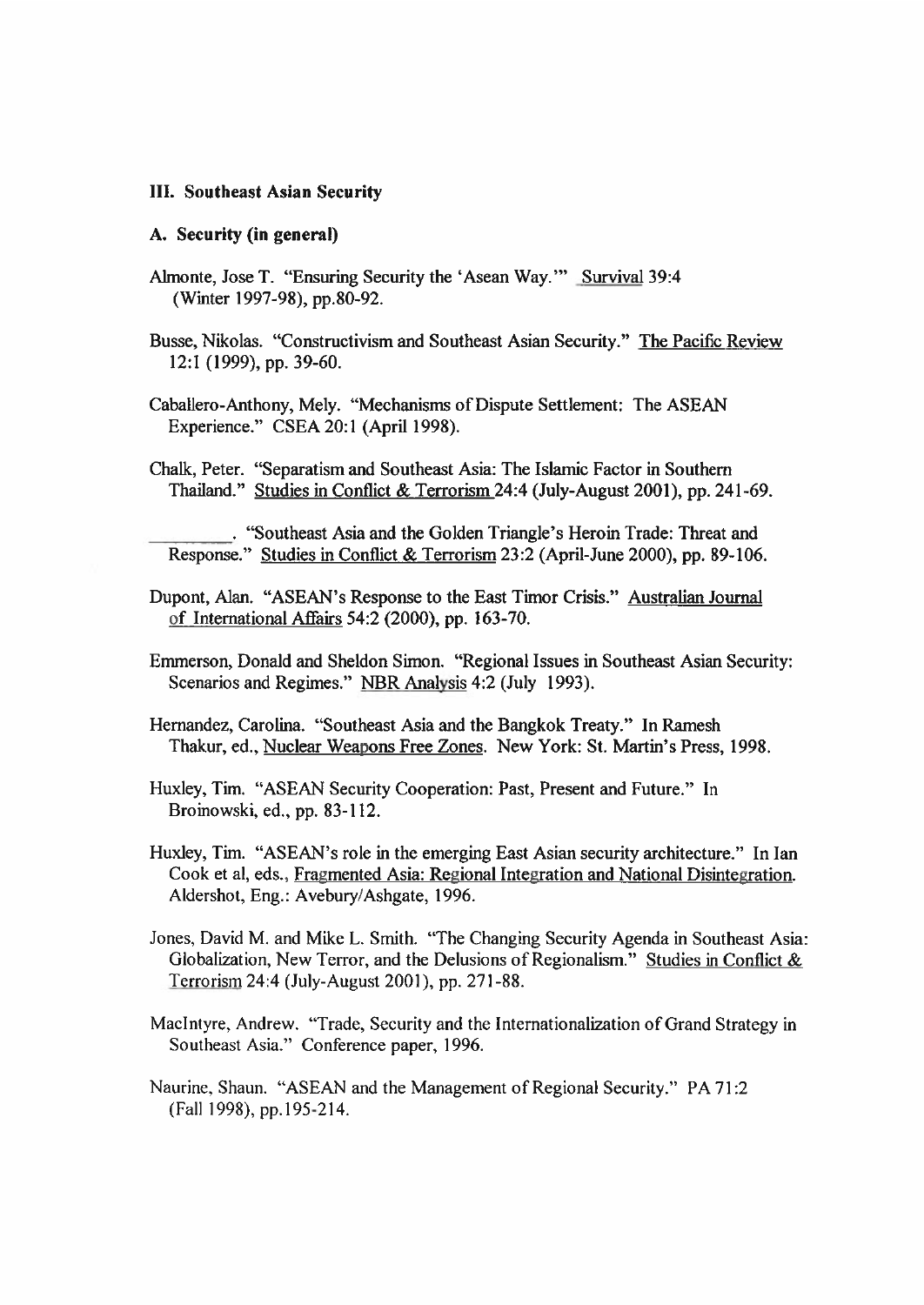### III. Southeast Asian Security

#### A. Security (in general)

Almonte, Jose T. "Ensuring Security the 'Asean Way.'" Survival 39:4 (Winter 1997-98), pp.80-92.

Busse, Nikolas. "Constructivism and Southeast Asian Security." The Pacific Review 12:1 (1999), pp. 39-60.

Caballero-Anthony, Mely. "Mechanisms of Dispute Settlement: The ASEAN Experience." CSEA 20:1 (April 1998).

Chalk, Peter. "Separatism and Southeast Asia: The Islamic Factor in Southern Thailand." Studies in Conflict & Terrorism 24:4 (July-August 2001), pp. 241-69.

________. "Southeast Asia and the Golden Triangle's Heroin Trade: Threat and Response." Studies in Conflict & Terrorism 23:2 (April-June 2000), pp. 89-106.

Dupont, Alan. "ASEAN's Response to the East Timor Crisis." Australian Journal of International Affairs 54:2 (2000), pp. 163-70.

Emmerson, Donald and Sheldon Simon. "Regional Issues in Southeast Asian Security: Scenarios and Regimes." NBR Analysis 4:2 (July 1993).

Hernandez, Carolina. "Southeast Asia and the Bangkok Treaty." In Ramesh Thakur, ed., Nuclear Weapons Free Zones. New York: St. Martin's Press, 1998.

Huxley, Tim. "ASEAN Security Cooperation: Past, Present and Future." In Broinowski, ed., pp. 83-112.

Huxley, Tim. "ASEAN's role in the emerging East Asian security architecture." In Ian Cook et al, eds., Fragmented Asia: Regional Integration and National Disintegration. Aldershot, Eng.: Avebury/Ashgate, 1996.

Jones, David M. and Mike L. Smith. "The Changing Security Agenda in Southeast Asia: Globalization, New Terror, and the Delusions of Regionalism." Studies in Conflict & Terrorism 24:4 (July-August 2001), pp. 271-88.

MacIntyre, Andrew. "Trade, Security and the Internationalization of Grand Strategy in Southeast Asia." Conference paper, 1996.

Naurine, Shaun. "ASEAN and the Management of Regional Security." PA 71:2 (Fall 1998), pp.195-214.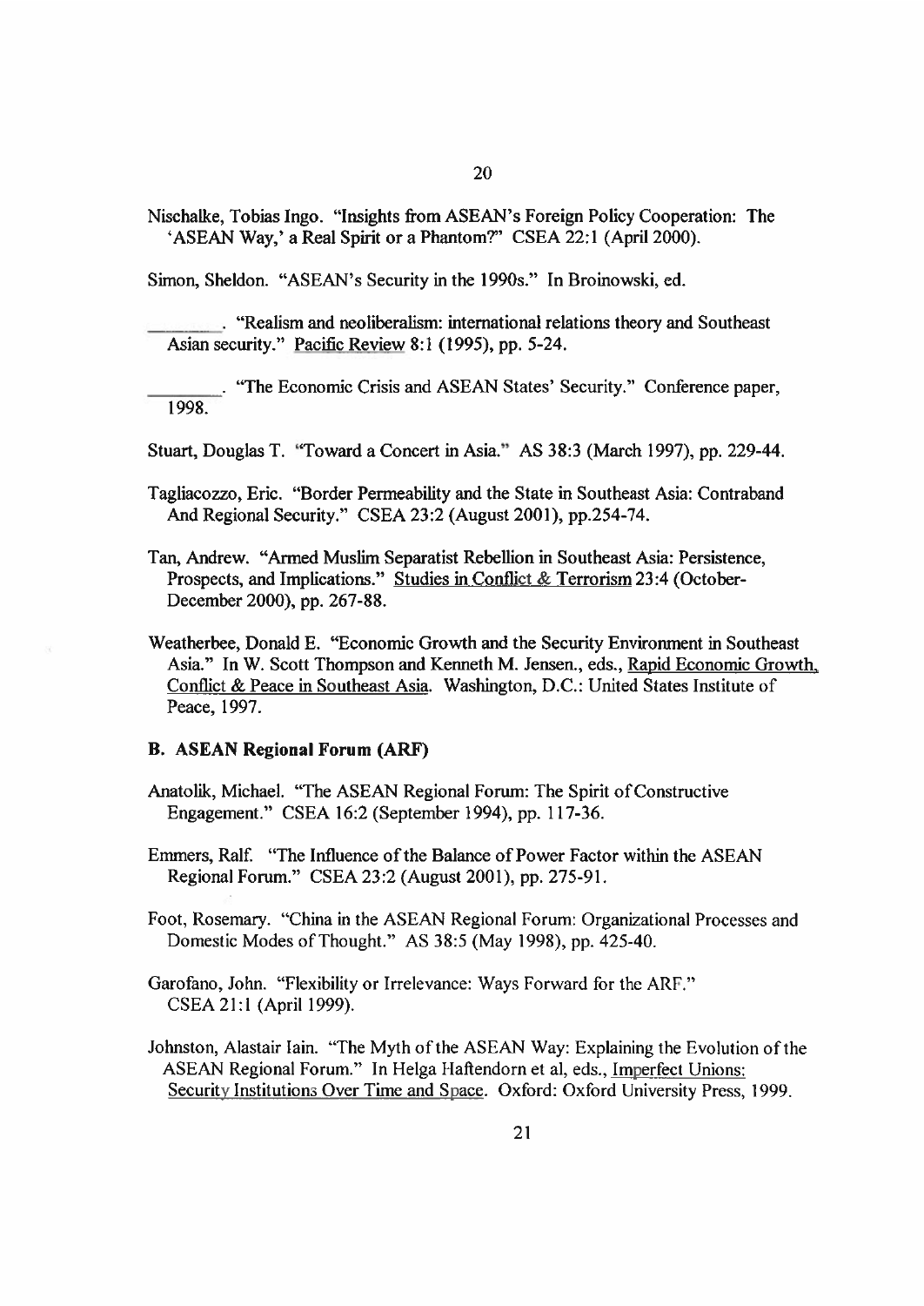Nischalke, Tobias Ingo. "Insights from ASEAN's Foreign Policy Cooperation: The 'ASEAN Way,' a Real Spirit or a Phantom?" CSEA 22:1 (April 2000).

Simon, Sheldon. "ASEAN's Security in the 1990s." In Broinowski, ed.

________. "Realism and neoliberalism: international relations theory and Southeast Asian security." Pacific Review 8:1 (1995), pp. 5-24.

________. "The Economic Crisis and ASEAN States' Security." Conference paper, 1998.

Stuart, Douglas T. "Toward a Concert in Asia." AS 38:3 (March 1997), pp. 229-44.

Tagliacozzo, Eric. "Border Permeability and the State in Southeast Asia: Contraband And Regional Security." CSEA 23:2 (August 2001), pp.254-74.

Tan, Andrew. "Armed Muslim Separatist Rebellion in Southeast Asia: Persistence, Prospects, and Implications." Studies in Conflict & Terrorism 23:4 (October-December 2000), pp. 267-88.

Weatherbee, Donald E. "Economic Growth and the Security Environment in Southeast Asia." In W. Scott Thompson and Kenneth M. Jensen., eds., Rapid Economic Growth, Conflict & Peace in Southeast Asia. Washington, D.C.: United States Institute of Peace, 1997.

### B. ASEAN Regional Forum (ARF)

Anatolik, Michael. "The ASEAN Regional Forum: The Spirit of Constructive Engagement." CSEA 16:2 (September 1994), pp. 117-36.

Emmers, Ralf. "The Influence of the Balance of Power Factor within the ASEAN Regional Forum." CSEA 23:2 (August 2001), pp. 275-91.

Foot, Rosemary. "China in the ASEAN Regional Forum: Organizational Processes and Domestic Modes of Thought." AS 38:5 (May 1998), pp. 425-40.

Garofano, John. "Flexibility or Irrelevance: Ways Forward for the ARF." CSEA 21:1 (April 1999).

Johnston, Alastair Iain. "The Myth of the ASEAN Way: Explaining the Evolution of the ASEAN Regional Forum." In Helga Haftendorn et al, eds., Imperfect Unions: Security Institutions Over Time and Space. Oxford: Oxford University Press, 1999.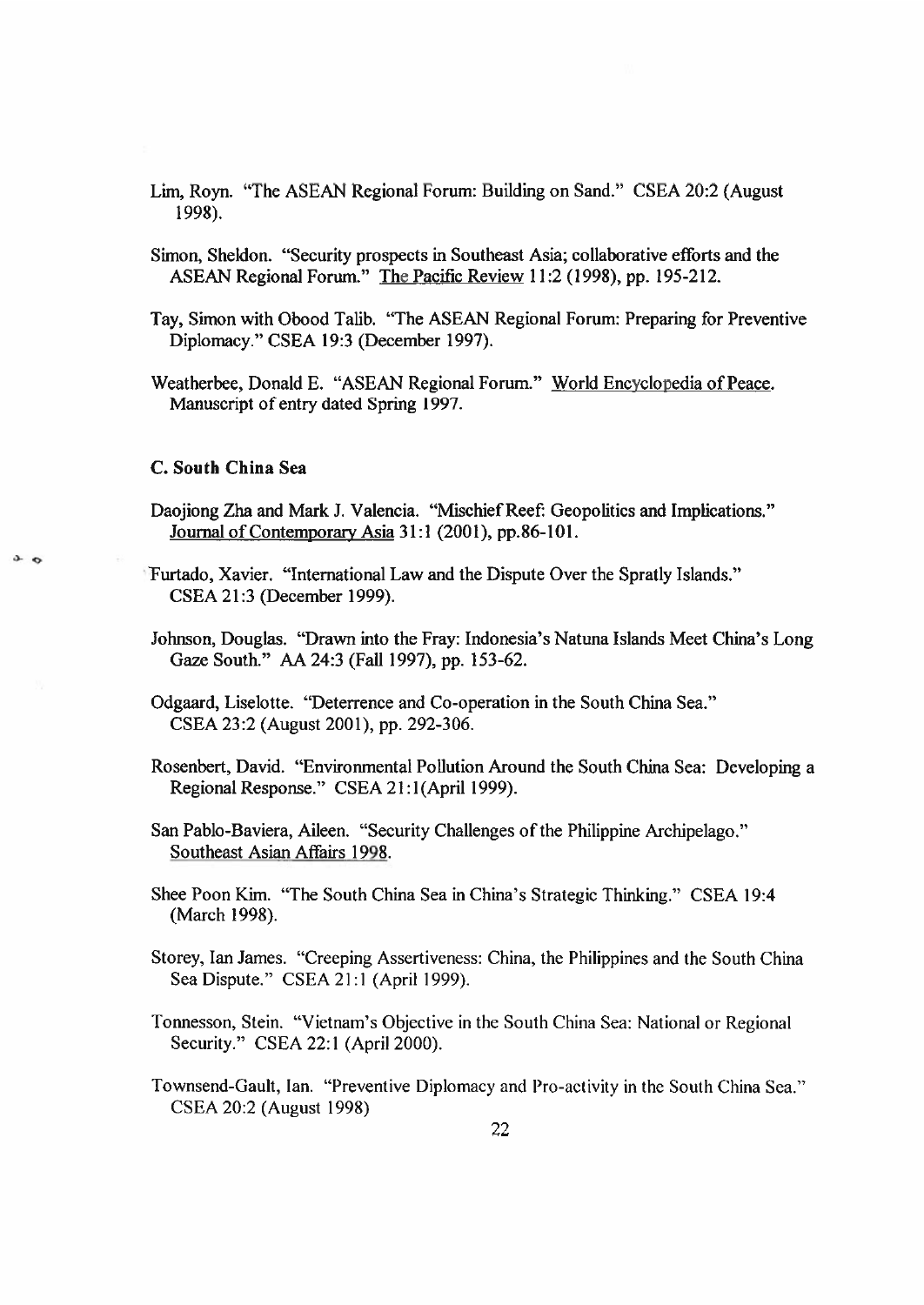Lim, Royn. "The ASEAN Regional Forum: Building on Sand." CSEA 20:2 (August 1998).

Simon, Sheldon. "Security prospects in Southeast Asia; collaborative efforts and the ASEAN Regional Forum." The Pacific Review 11:2 (1998), pp. 195-212.

Tay, Simon with Obood Talib. "The ASEAN Regional Forum: Preparing for Preventive Diplomacy." CSEA 19:3 (December 1997).

Weatherbee, Donald E. "ASEAN Regional Forum." World Encyclopedia of Peace. Manuscript of entry dated Spring 1997.

### C. South China Sea

Daojiong Zha and Mark J. Valencia. "Mischief Reef: Geopolitics and Implications." Journal of Contemporary Asia 31:1 (2001), pp.86-101.

Furtado, Xavier. "International Law and the Dispute Over the Spratly Islands." CSEA 21:3 (December 1999).

Johnson, Douglas. "Drawn into the Fray: Indonesia's Natuna Islands Meet China's Long Gaze South." AA 24:3 (Fall 1997), pp. 153-62.

Odgaard, Liselotte. "Deterrence and Co-operation in the South China Sea." CSEA 23:2 (August 2001), pp. 292-306.

Rosenbert, David. "Environmental Pollution Around the South China Sea: Developing a Regional Response." CSEA 21:1(April 1999).

San Pablo-Baviera, Aileen. "Security Challenges of the Philippine Archipelago." Southeast Asian Affairs 1998.

Shee Poon Kim. "The South China Sea in China's Strategic Thinking." CSEA 19:4 (March 1998).

Storey, Ian James. "Creeping Assertiveness: China, the Philippines and the South China Sea Dispute." CSEA 21:1 (April 1999).

Tonnesson, Stein. "Vietnam's Objective in the South China Sea: National or Regional Security." CSEA 22:1 (April 2000).

Townsend-Gault, Ian. "Preventive Diplomacy and Pro-activity in the South China Sea." CSEA 20:2 (August 1998)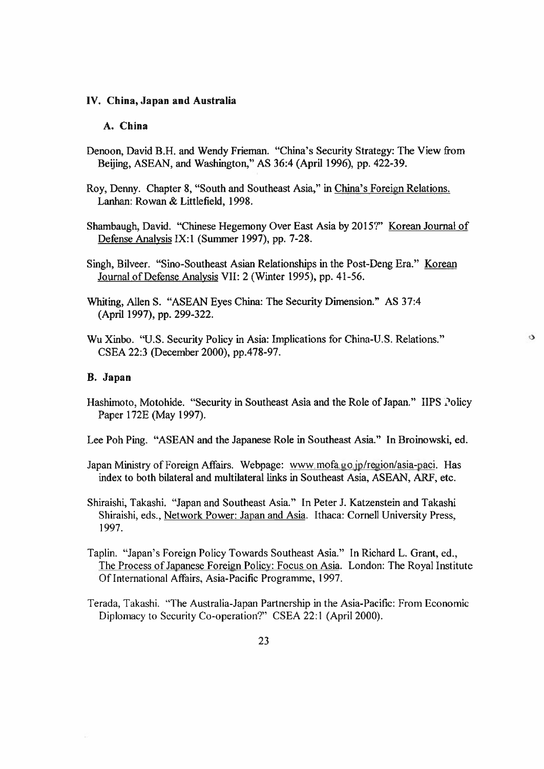## IV. China, Japan and Australia

### A. China

Denoon, David B.H. and Wendy Frieman. "China's Security Strategy: The View from Beijing, ASEAN, and Washington," AS 36:4 (April 1996), pp. 422-39.

Roy, Denny. Chapter 8, "South and Southeast Asia," in China's Foreign Relations. Lanhan: Rowan & Littlefield, 1998.

Shambaugh, David. "Chinese Hegemony Over East Asia by 2015?" Korean Journal of Defense Analysis IX:1 (Summer 1997), pp. 7-28.

Singh, Bilveer. "Sino-Southeast Asian Relationships in the Post-Deng Era." Korean Journal of Defense Analysis VII: 2 (Winter 1995), pp. 41-56.

Whiting, Allen S. "ASEAN Eyes China: The Security Dimension." AS 37:4 (April 1997), pp. 299-322.

Wu Xinbo. "U.S. Security Policy in Asia: Implications for China-U.S. Relations." CSEA 22:3 (December 2000), pp.478-97.

### B. Japan

Hashimoto, Motohide. "Security in Southeast Asia and the Role of Japan." IIPS Policy Paper 172E (May 1997).

Lee Poh Ping. "ASEAN and the Japanese Role in Southeast Asia." In Broinowski, ed.

Japan Ministry of Foreign Affairs. Webpage: www.mofa.go.jp/region/asia-paci. Has index to both bilateral and multilateral links in Southeast Asia, ASEAN, ARF, etc.

Shiraishi, Takashi. "Japan and Southeast Asia." In Peter J. Katzenstein and Takashi Shiraishi, eds., Network Power: Japan and Asia. Ithaca: Cornell University Press, 1997.

Taplin. "Japan's Foreign Policy Towards Southeast Asia." In Richard L. Grant, ed., The Process of Japanese Foreign Policy: Focus on Asia. London: The Royal Institute Of International Affairs, Asia-Pacific Programme, 1997.

Terada, Takashi. "The Australia-Japan Partnership in the Asia-Pacific: From Economic Diplomacy to Security Co-operation?" CSEA 22:1 (April 2000).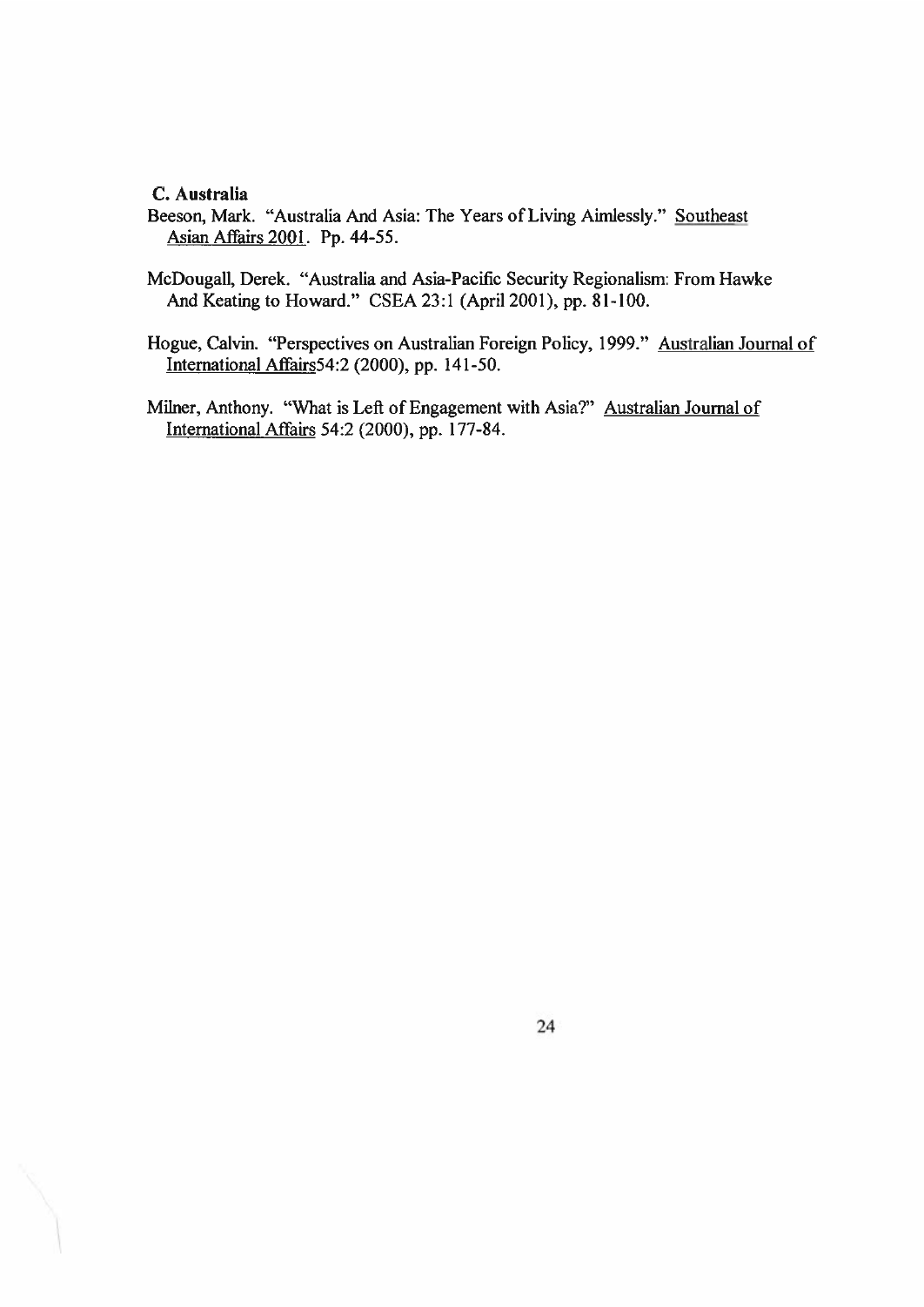**C. Australia**

Beeson, Mark. "Australia And Asia: The Years of Living Aimlessly." Southeast Asian Affairs 2001. Pp. 44-55.

McDougall, Derek. "Australia and Asia-Pacific Security Regionalism: From Hawke And Keating to Howard." CSEA 23:1 (April 2001), pp. 81-100.

Hogue, Calvin. "Perspectives on Australian Foreign Policy, 1999." Australian Journal of International Affairs54:2 (2000), pp. 141-50.

Milner, Anthony. "What is Left of Engagement with Asia?" Australian Journal of International Affairs 54:2 (2000), pp. 177-84.